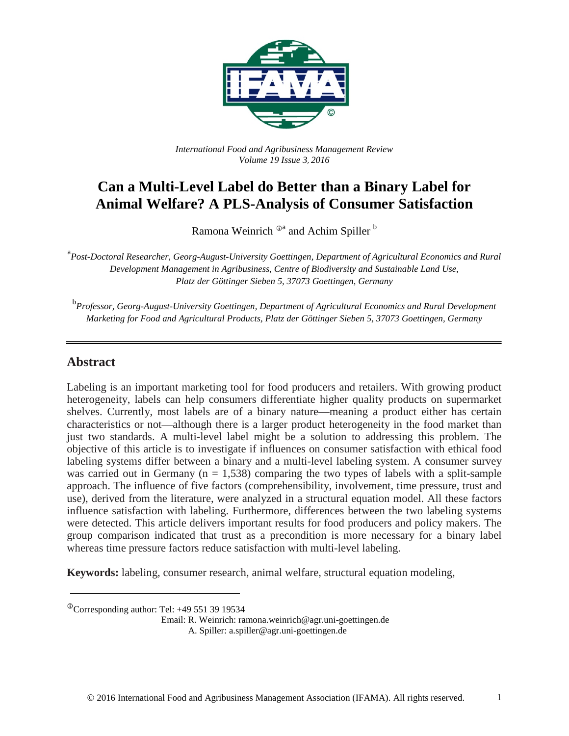*International Food and Agribusiness Management Review*
*Volume 19 Issue 3, 2016*

# Can a Multi-Level Label do Better than a Binary Label for Animal Welfare? A PLS-Analysis of Consumer Satisfaction

Ramona Weinrich [ⓘa] and Achim Spiller [b]

[a] *Post-Doctoral Researcher, Georg-August-University Goettingen, Department of Agricultural Economics and Rural Development Management in Agribusiness, Centre of Biodiversity and Sustainable Land Use, Platz der Göttinger Sieben 5, 37073 Goettingen, Germany*

[b] *Professor, Georg-August-University Goettingen, Department of Agricultural Economics and Rural Development Marketing for Food and Agricultural Products, Platz der Göttinger Sieben 5, 37073 Goettingen, Germany*

## Abstract

Labeling is an important marketing tool for food producers and retailers. With growing product heterogeneity, labels can help consumers differentiate higher quality products on supermarket shelves. Currently, most labels are of a binary nature—meaning a product either has certain characteristics or not—although there is a larger product heterogeneity in the food market than just two standards. A multi-level label might be a solution to addressing this problem. The objective of this article is to investigate if influences on consumer satisfaction with ethical food labeling systems differ between a binary and a multi-level labeling system. A consumer survey was carried out in Germany (n = 1,538) comparing the two types of labels with a split-sample approach. The influence of five factors (comprehensibility, involvement, time pressure, trust and use), derived from the literature, were analyzed in a structural equation model. All these factors influence satisfaction with labeling. Furthermore, differences between the two labeling systems were detected. This article delivers important results for food producers and policy makers. The group comparison indicated that trust as a precondition is more necessary for a binary label whereas time pressure factors reduce satisfaction with multi-level labeling.

**Keywords:** labeling, consumer research, animal welfare, structural equation modeling,

---

ⓘ Corresponding author: Tel: +49 551 39 19534
Email: R. Weinrich: ramona.weinrich@agr.uni-goettingen.de
A. Spiller: a.spiller@agr.uni-goettingen.de

© 2016 International Food and Agribusiness Management Association (IFAMA). All rights reserved.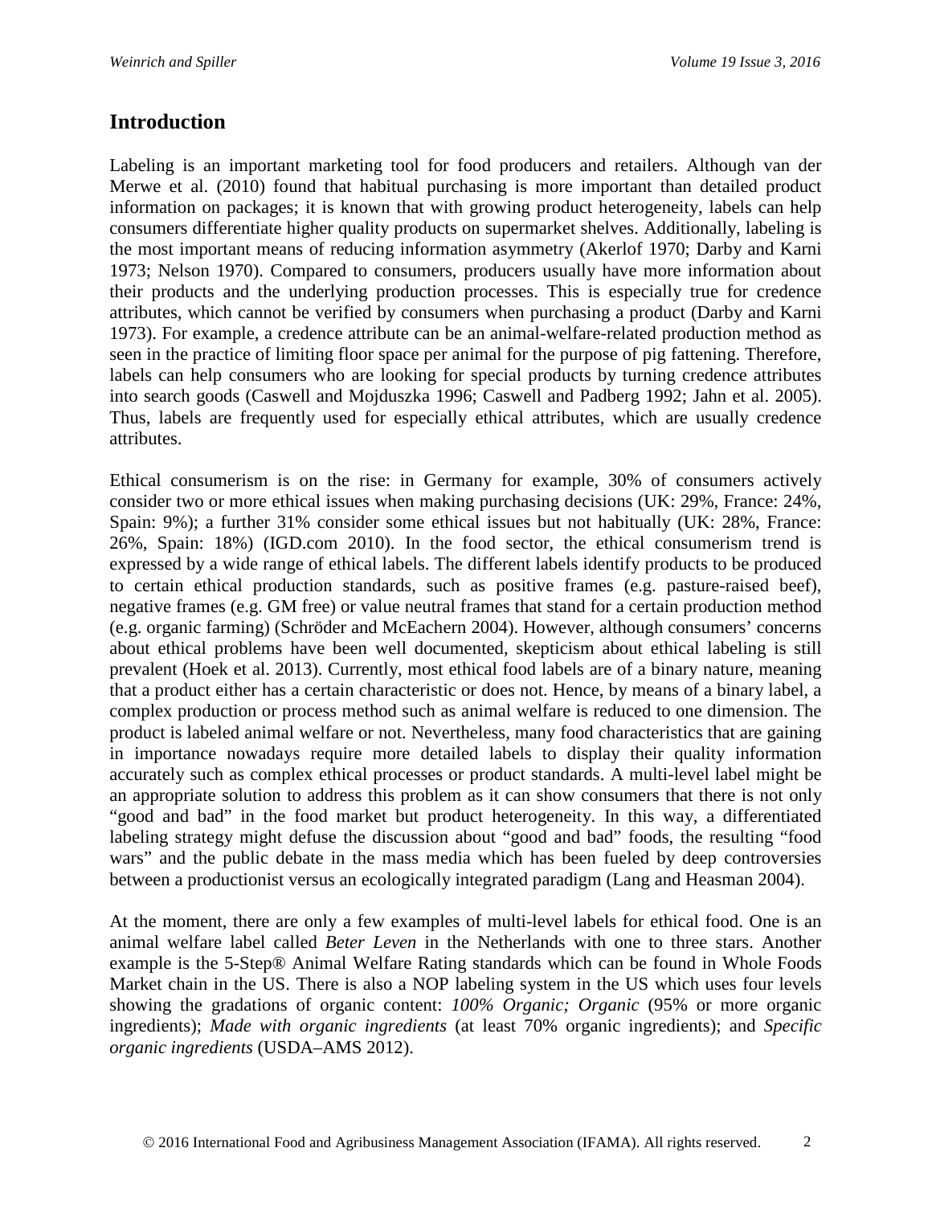## Introduction

Labeling is an important marketing tool for food producers and retailers. Although van der Merwe et al. (2010) found that habitual purchasing is more important than detailed product information on packages; it is known that with growing product heterogeneity, labels can help consumers differentiate higher quality products on supermarket shelves. Additionally, labeling is the most important means of reducing information asymmetry (Akerlof 1970; Darby and Karni 1973; Nelson 1970). Compared to consumers, producers usually have more information about their products and the underlying production processes. This is especially true for credence attributes, which cannot be verified by consumers when purchasing a product (Darby and Karni 1973). For example, a credence attribute can be an animal-welfare-related production method as seen in the practice of limiting floor space per animal for the purpose of pig fattening. Therefore, labels can help consumers who are looking for special products by turning credence attributes into search goods (Caswell and Mojduszka 1996; Caswell and Padberg 1992; Jahn et al. 2005). Thus, labels are frequently used for especially ethical attributes, which are usually credence attributes.

Ethical consumerism is on the rise: in Germany for example, 30% of consumers actively consider two or more ethical issues when making purchasing decisions (UK: 29%, France: 24%, Spain: 9%); a further 31% consider some ethical issues but not habitually (UK: 28%, France: 26%, Spain: 18%) (IGD.com 2010). In the food sector, the ethical consumerism trend is expressed by a wide range of ethical labels. The different labels identify products to be produced to certain ethical production standards, such as positive frames (e.g. pasture-raised beef), negative frames (e.g. GM free) or value neutral frames that stand for a certain production method (e.g. organic farming) (Schröder and McEachern 2004). However, although consumers' concerns about ethical problems have been well documented, skepticism about ethical labeling is still prevalent (Hoek et al. 2013). Currently, most ethical food labels are of a binary nature, meaning that a product either has a certain characteristic or does not. Hence, by means of a binary label, a complex production or process method such as animal welfare is reduced to one dimension. The product is labeled animal welfare or not. Nevertheless, many food characteristics that are gaining in importance nowadays require more detailed labels to display their quality information accurately such as complex ethical processes or product standards. A multi-level label might be an appropriate solution to address this problem as it can show consumers that there is not only "good and bad" in the food market but product heterogeneity. In this way, a differentiated labeling strategy might defuse the discussion about "good and bad" foods, the resulting "food wars" and the public debate in the mass media which has been fueled by deep controversies between a productionist versus an ecologically integrated paradigm (Lang and Heasman 2004).

At the moment, there are only a few examples of multi-level labels for ethical food. One is an animal welfare label called *Beter Leven* in the Netherlands with one to three stars. Another example is the 5-Step® Animal Welfare Rating standards which can be found in Whole Foods Market chain in the US. There is also a NOP labeling system in the US which uses four levels showing the gradations of organic content: *100% Organic; Organic* (95% or more organic ingredients); *Made with organic ingredients* (at least 70% organic ingredients); and *Specific organic ingredients* (USDA–AMS 2012).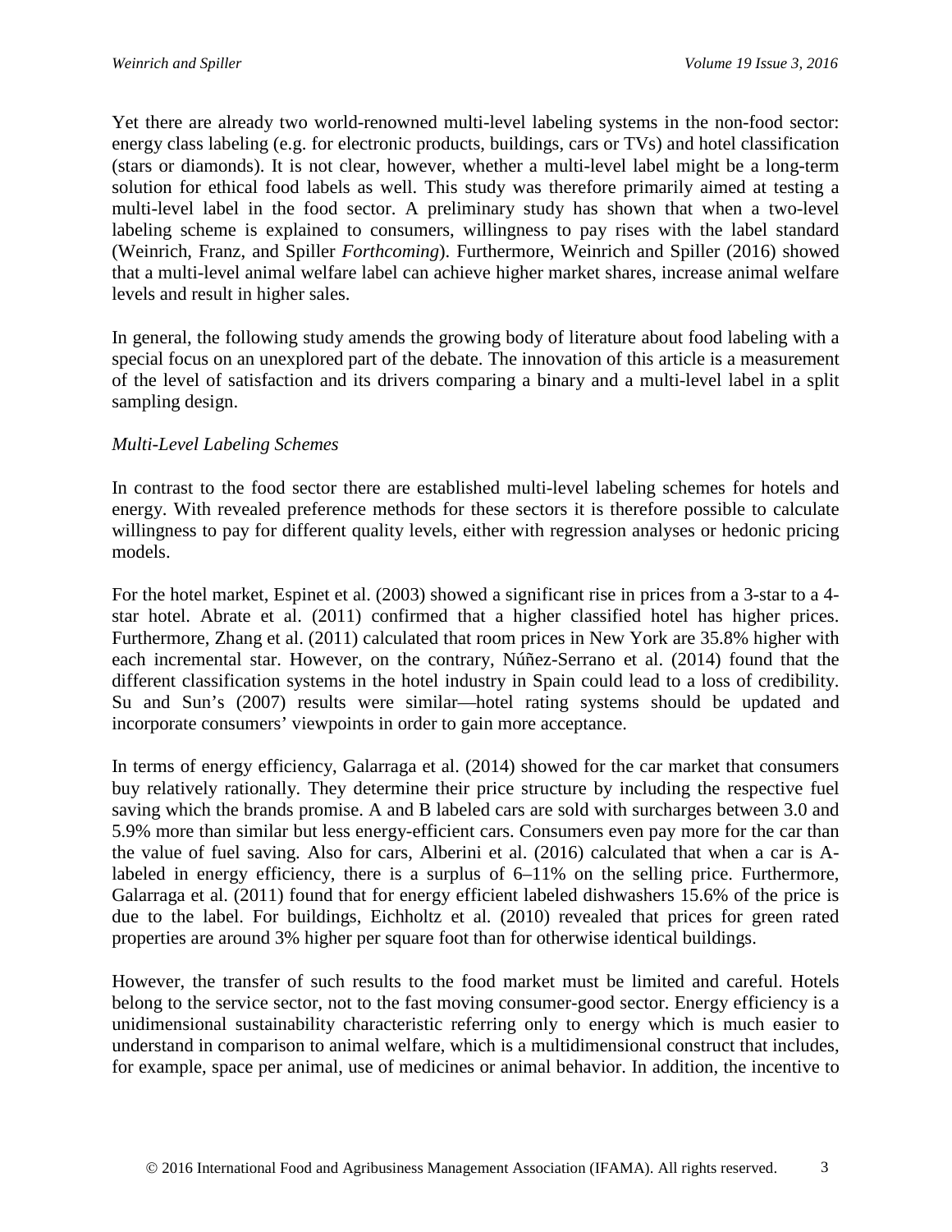Yet there are already two world-renowned multi-level labeling systems in the non-food sector: energy class labeling (e.g. for electronic products, buildings, cars or TVs) and hotel classification (stars or diamonds). It is not clear, however, whether a multi-level label might be a long-term solution for ethical food labels as well. This study was therefore primarily aimed at testing a multi-level label in the food sector. A preliminary study has shown that when a two-level labeling scheme is explained to consumers, willingness to pay rises with the label standard (Weinrich, Franz, and Spiller *Forthcoming*). Furthermore, Weinrich and Spiller (2016) showed that a multi-level animal welfare label can achieve higher market shares, increase animal welfare levels and result in higher sales.

In general, the following study amends the growing body of literature about food labeling with a special focus on an unexplored part of the debate. The innovation of this article is a measurement of the level of satisfaction and its drivers comparing a binary and a multi-level label in a split sampling design.

*Multi-Level Labeling Schemes*

In contrast to the food sector there are established multi-level labeling schemes for hotels and energy. With revealed preference methods for these sectors it is therefore possible to calculate willingness to pay for different quality levels, either with regression analyses or hedonic pricing models.

For the hotel market, Espinet et al. (2003) showed a significant rise in prices from a 3-star to a 4-star hotel. Abrate et al. (2011) confirmed that a higher classified hotel has higher prices. Furthermore, Zhang et al. (2011) calculated that room prices in New York are 35.8% higher with each incremental star. However, on the contrary, Núñez-Serrano et al. (2014) found that the different classification systems in the hotel industry in Spain could lead to a loss of credibility. Su and Sun's (2007) results were similar—hotel rating systems should be updated and incorporate consumers' viewpoints in order to gain more acceptance.

In terms of energy efficiency, Galarraga et al. (2014) showed for the car market that consumers buy relatively rationally. They determine their price structure by including the respective fuel saving which the brands promise. A and B labeled cars are sold with surcharges between 3.0 and 5.9% more than similar but less energy-efficient cars. Consumers even pay more for the car than the value of fuel saving. Also for cars, Alberini et al. (2016) calculated that when a car is A-labeled in energy efficiency, there is a surplus of 6–11% on the selling price. Furthermore, Galarraga et al. (2011) found that for energy efficient labeled dishwashers 15.6% of the price is due to the label. For buildings, Eichholtz et al. (2010) revealed that prices for green rated properties are around 3% higher per square foot than for otherwise identical buildings.

However, the transfer of such results to the food market must be limited and careful. Hotels belong to the service sector, not to the fast moving consumer-good sector. Energy efficiency is a unidimensional sustainability characteristic referring only to energy which is much easier to understand in comparison to animal welfare, which is a multidimensional construct that includes, for example, space per animal, use of medicines or animal behavior. In addition, the incentive to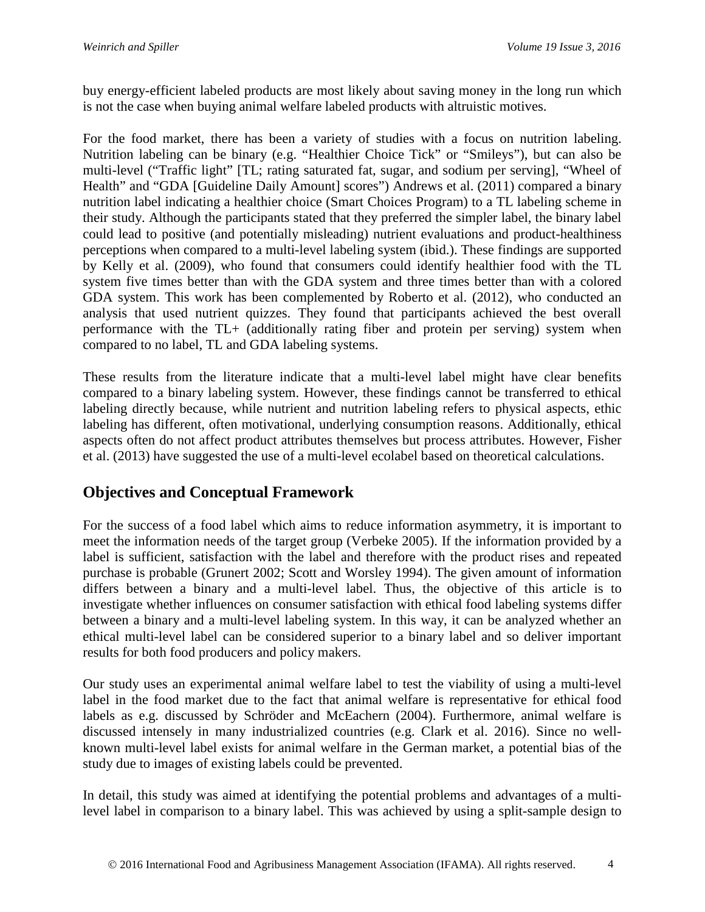buy energy-efficient labeled products are most likely about saving money in the long run which is not the case when buying animal welfare labeled products with altruistic motives.

For the food market, there has been a variety of studies with a focus on nutrition labeling. Nutrition labeling can be binary (e.g. "Healthier Choice Tick" or "Smileys"), but can also be multi-level ("Traffic light" [TL; rating saturated fat, sugar, and sodium per serving], "Wheel of Health" and "GDA [Guideline Daily Amount] scores") Andrews et al. (2011) compared a binary nutrition label indicating a healthier choice (Smart Choices Program) to a TL labeling scheme in their study. Although the participants stated that they preferred the simpler label, the binary label could lead to positive (and potentially misleading) nutrient evaluations and product-healthiness perceptions when compared to a multi-level labeling system (ibid.). These findings are supported by Kelly et al. (2009), who found that consumers could identify healthier food with the TL system five times better than with the GDA system and three times better than with a colored GDA system. This work has been complemented by Roberto et al. (2012), who conducted an analysis that used nutrient quizzes. They found that participants achieved the best overall performance with the TL+ (additionally rating fiber and protein per serving) system when compared to no label, TL and GDA labeling systems.

These results from the literature indicate that a multi-level label might have clear benefits compared to a binary labeling system. However, these findings cannot be transferred to ethical labeling directly because, while nutrient and nutrition labeling refers to physical aspects, ethic labeling has different, often motivational, underlying consumption reasons. Additionally, ethical aspects often do not affect product attributes themselves but process attributes. However, Fisher et al. (2013) have suggested the use of a multi-level ecolabel based on theoretical calculations.

## Objectives and Conceptual Framework

For the success of a food label which aims to reduce information asymmetry, it is important to meet the information needs of the target group (Verbeke 2005). If the information provided by a label is sufficient, satisfaction with the label and therefore with the product rises and repeated purchase is probable (Grunert 2002; Scott and Worsley 1994). The given amount of information differs between a binary and a multi-level label. Thus, the objective of this article is to investigate whether influences on consumer satisfaction with ethical food labeling systems differ between a binary and a multi-level labeling system. In this way, it can be analyzed whether an ethical multi-level label can be considered superior to a binary label and so deliver important results for both food producers and policy makers.

Our study uses an experimental animal welfare label to test the viability of using a multi-level label in the food market due to the fact that animal welfare is representative for ethical food labels as e.g. discussed by Schröder and McEachern (2004). Furthermore, animal welfare is discussed intensely in many industrialized countries (e.g. Clark et al. 2016). Since no well-known multi-level label exists for animal welfare in the German market, a potential bias of the study due to images of existing labels could be prevented.

In detail, this study was aimed at identifying the potential problems and advantages of a multi-level label in comparison to a binary label. This was achieved by using a split-sample design to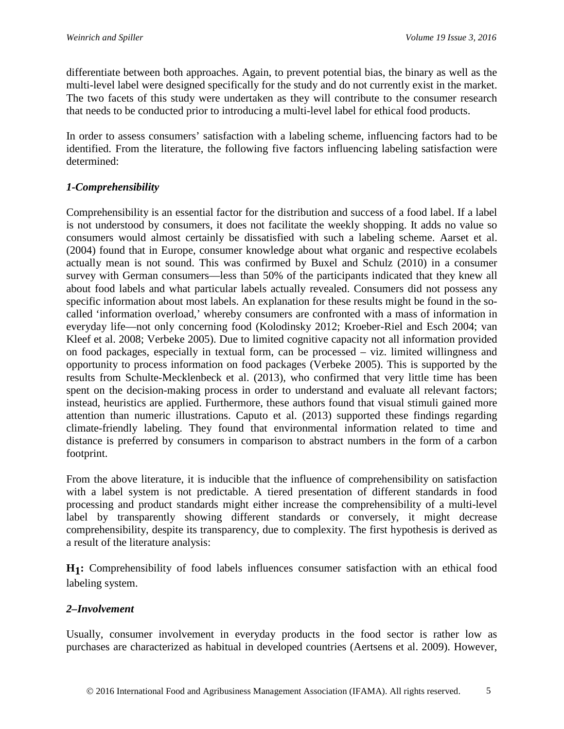differentiate between both approaches. Again, to prevent potential bias, the binary as well as the multi-level label were designed specifically for the study and do not currently exist in the market. The two facets of this study were undertaken as they will contribute to the consumer research that needs to be conducted prior to introducing a multi-level label for ethical food products.

In order to assess consumers' satisfaction with a labeling scheme, influencing factors had to be identified. From the literature, the following five factors influencing labeling satisfaction were determined:

### *1-Comprehensibility*

Comprehensibility is an essential factor for the distribution and success of a food label. If a label is not understood by consumers, it does not facilitate the weekly shopping. It adds no value so consumers would almost certainly be dissatisfied with such a labeling scheme. Aarset et al. (2004) found that in Europe, consumer knowledge about what organic and respective ecolabels actually mean is not sound. This was confirmed by Buxel and Schulz (2010) in a consumer survey with German consumers—less than 50% of the participants indicated that they knew all about food labels and what particular labels actually revealed. Consumers did not possess any specific information about most labels. An explanation for these results might be found in the so-called 'information overload,' whereby consumers are confronted with a mass of information in everyday life—not only concerning food (Kolodinsky 2012; Kroeber-Riel and Esch 2004; van Kleef et al. 2008; Verbeke 2005). Due to limited cognitive capacity not all information provided on food packages, especially in textual form, can be processed – viz. limited willingness and opportunity to process information on food packages (Verbeke 2005). This is supported by the results from Schulte-Mecklenbeck et al. (2013), who confirmed that very little time has been spent on the decision-making process in order to understand and evaluate all relevant factors; instead, heuristics are applied. Furthermore, these authors found that visual stimuli gained more attention than numeric illustrations. Caputo et al. (2013) supported these findings regarding climate-friendly labeling. They found that environmental information related to time and distance is preferred by consumers in comparison to abstract numbers in the form of a carbon footprint.

From the above literature, it is inducible that the influence of comprehensibility on satisfaction with a label system is not predictable. A tiered presentation of different standards in food processing and product standards might either increase the comprehensibility of a multi-level label by transparently showing different standards or conversely, it might decrease comprehensibility, despite its transparency, due to complexity. The first hypothesis is derived as a result of the literature analysis:

**$H_1$:** Comprehensibility of food labels influences consumer satisfaction with an ethical food labeling system.

### *2–Involvement*

Usually, consumer involvement in everyday products in the food sector is rather low as purchases are characterized as habitual in developed countries (Aertsens et al. 2009). However,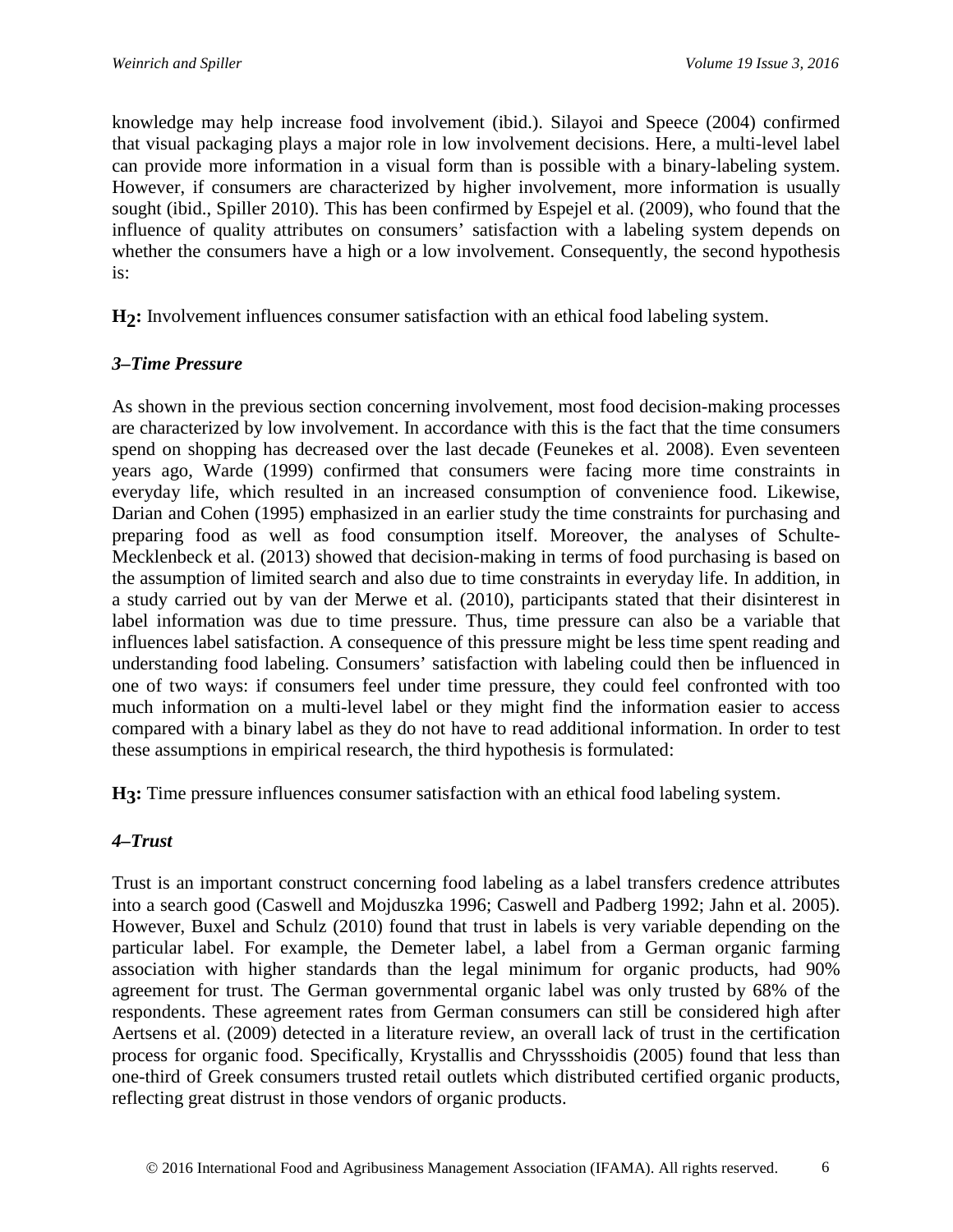knowledge may help increase food involvement (ibid.). Silayoi and Speece (2004) confirmed that visual packaging plays a major role in low involvement decisions. Here, a multi-level label can provide more information in a visual form than is possible with a binary-labeling system. However, if consumers are characterized by higher involvement, more information is usually sought (ibid., Spiller 2010). This has been confirmed by Espejel et al. (2009), who found that the influence of quality attributes on consumers' satisfaction with a labeling system depends on whether the consumers have a high or a low involvement. Consequently, the second hypothesis is:

**$H_2$:** Involvement influences consumer satisfaction with an ethical food labeling system.

### *3–Time Pressure*

As shown in the previous section concerning involvement, most food decision-making processes are characterized by low involvement. In accordance with this is the fact that the time consumers spend on shopping has decreased over the last decade (Feunekes et al. 2008). Even seventeen years ago, Warde (1999) confirmed that consumers were facing more time constraints in everyday life, which resulted in an increased consumption of convenience food. Likewise, Darian and Cohen (1995) emphasized in an earlier study the time constraints for purchasing and preparing food as well as food consumption itself. Moreover, the analyses of Schulte-Mecklenbeck et al. (2013) showed that decision-making in terms of food purchasing is based on the assumption of limited search and also due to time constraints in everyday life. In addition, in a study carried out by van der Merwe et al. (2010), participants stated that their disinterest in label information was due to time pressure. Thus, time pressure can also be a variable that influences label satisfaction. A consequence of this pressure might be less time spent reading and understanding food labeling. Consumers' satisfaction with labeling could then be influenced in one of two ways: if consumers feel under time pressure, they could feel confronted with too much information on a multi-level label or they might find the information easier to access compared with a binary label as they do not have to read additional information. In order to test these assumptions in empirical research, the third hypothesis is formulated:

**$H_3$:** Time pressure influences consumer satisfaction with an ethical food labeling system.

### *4–Trust*

Trust is an important construct concerning food labeling as a label transfers credence attributes into a search good (Caswell and Mojduszka 1996; Caswell and Padberg 1992; Jahn et al. 2005). However, Buxel and Schulz (2010) found that trust in labels is very variable depending on the particular label. For example, the Demeter label, a label from a German organic farming association with higher standards than the legal minimum for organic products, had 90% agreement for trust. The German governmental organic label was only trusted by 68% of the respondents. These agreement rates from German consumers can still be considered high after Aertsens et al. (2009) detected in a literature review, an overall lack of trust in the certification process for organic food. Specifically, Krystallis and Chryssshoidis (2005) found that less than one-third of Greek consumers trusted retail outlets which distributed certified organic products, reflecting great distrust in those vendors of organic products.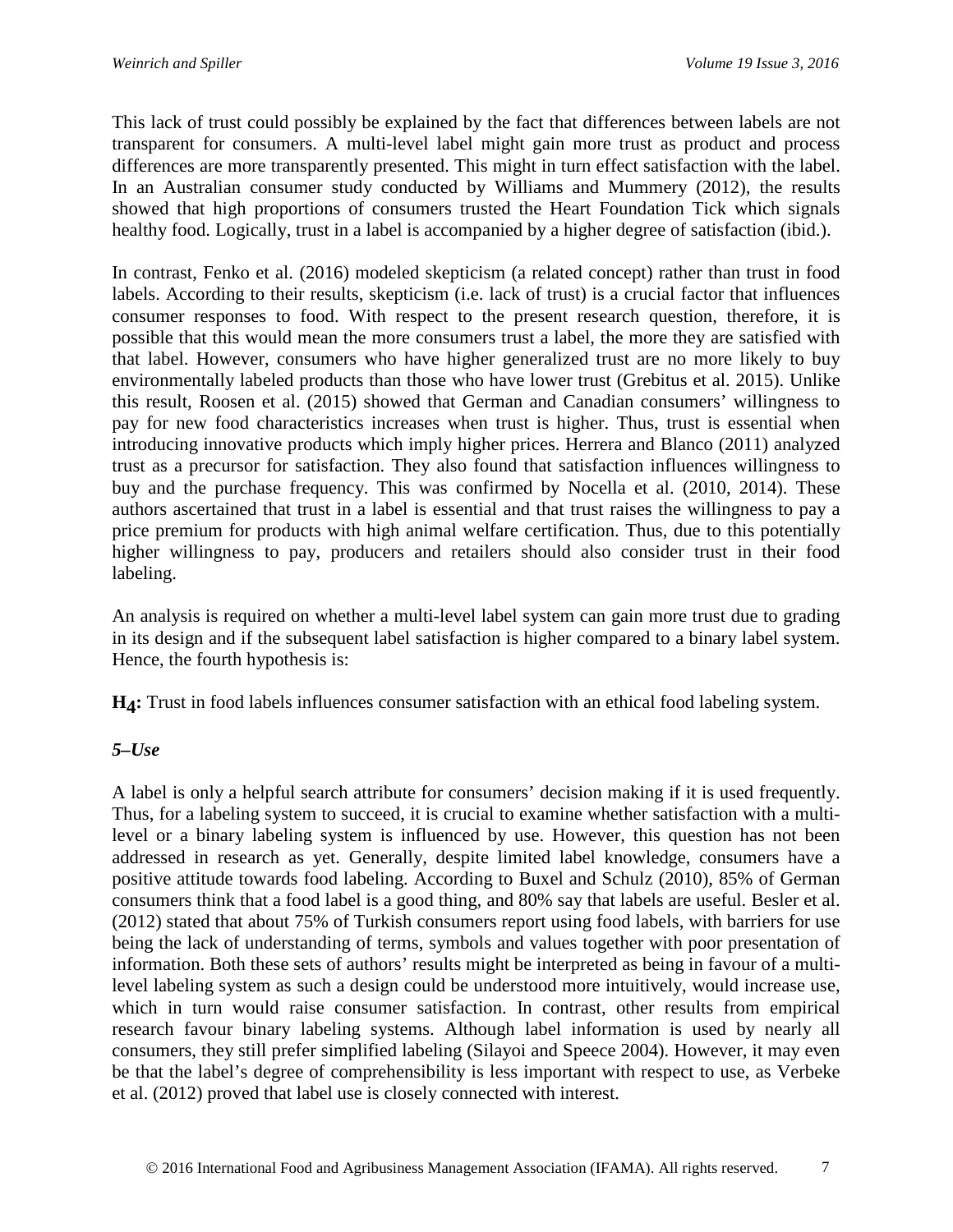This lack of trust could possibly be explained by the fact that differences between labels are not transparent for consumers. A multi-level label might gain more trust as product and process differences are more transparently presented. This might in turn effect satisfaction with the label. In an Australian consumer study conducted by Williams and Mummery (2012), the results showed that high proportions of consumers trusted the Heart Foundation Tick which signals healthy food. Logically, trust in a label is accompanied by a higher degree of satisfaction (ibid.).

In contrast, Fenko et al. (2016) modeled skepticism (a related concept) rather than trust in food labels. According to their results, skepticism (i.e. lack of trust) is a crucial factor that influences consumer responses to food. With respect to the present research question, therefore, it is possible that this would mean the more consumers trust a label, the more they are satisfied with that label. However, consumers who have higher generalized trust are no more likely to buy environmentally labeled products than those who have lower trust (Grebitus et al. 2015). Unlike this result, Roosen et al. (2015) showed that German and Canadian consumers' willingness to pay for new food characteristics increases when trust is higher. Thus, trust is essential when introducing innovative products which imply higher prices. Herrera and Blanco (2011) analyzed trust as a precursor for satisfaction. They also found that satisfaction influences willingness to buy and the purchase frequency. This was confirmed by Nocella et al. (2010, 2014). These authors ascertained that trust in a label is essential and that trust raises the willingness to pay a price premium for products with high animal welfare certification. Thus, due to this potentially higher willingness to pay, producers and retailers should also consider trust in their food labeling.

An analysis is required on whether a multi-level label system can gain more trust due to grading in its design and if the subsequent label satisfaction is higher compared to a binary label system. Hence, the fourth hypothesis is:

**$H_4$:** Trust in food labels influences consumer satisfaction with an ethical food labeling system.

***5–Use***

A label is only a helpful search attribute for consumers' decision making if it is used frequently. Thus, for a labeling system to succeed, it is crucial to examine whether satisfaction with a multi-level or a binary labeling system is influenced by use. However, this question has not been addressed in research as yet. Generally, despite limited label knowledge, consumers have a positive attitude towards food labeling. According to Buxel and Schulz (2010), 85% of German consumers think that a food label is a good thing, and 80% say that labels are useful. Besler et al. (2012) stated that about 75% of Turkish consumers report using food labels, with barriers for use being the lack of understanding of terms, symbols and values together with poor presentation of information. Both these sets of authors' results might be interpreted as being in favour of a multi-level labeling system as such a design could be understood more intuitively, would increase use, which in turn would raise consumer satisfaction. In contrast, other results from empirical research favour binary labeling systems. Although label information is used by nearly all consumers, they still prefer simplified labeling (Silayoi and Speece 2004). However, it may even be that the label's degree of comprehensibility is less important with respect to use, as Verbeke et al. (2012) proved that label use is closely connected with interest.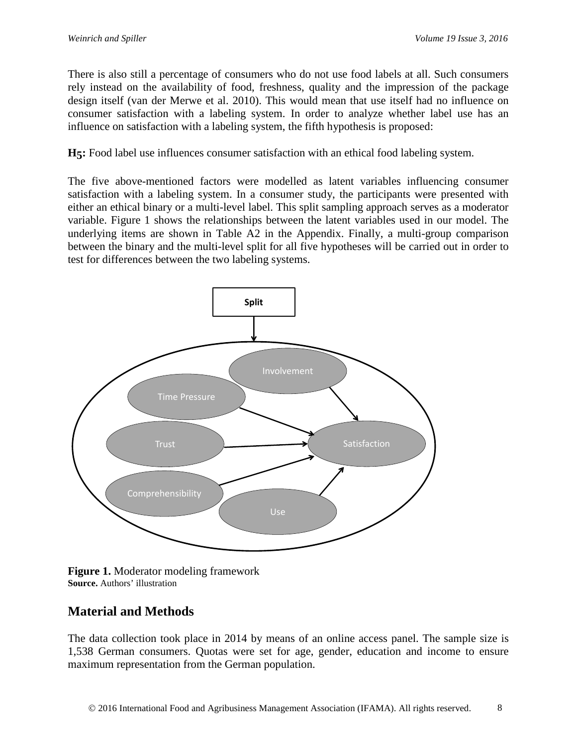There is also still a percentage of consumers who do not use food labels at all. Such consumers rely instead on the availability of food, freshness, quality and the impression of the package design itself (van der Merwe et al. 2010). This would mean that use itself had no influence on consumer satisfaction with a labeling system. In order to analyze whether label use has an influence on satisfaction with a labeling system, the fifth hypothesis is proposed:

**H5:** Food label use influences consumer satisfaction with an ethical food labeling system.

The five above-mentioned factors were modelled as latent variables influencing consumer satisfaction with a labeling system. In a consumer study, the participants were presented with either an ethical binary or a multi-level label. This split sampling approach serves as a moderator variable. Figure 1 shows the relationships between the latent variables used in our model. The underlying items are shown in Table A2 in the Appendix. Finally, a multi-group comparison between the binary and the multi-level split for all five hypotheses will be carried out in order to test for differences between the two labeling systems.

Split

Involvement

Time Pressure

Trust

Satisfaction

Comprehensibility

Use

**Figure 1.** Moderator modeling framework
**Source.** Authors' illustration

## Material and Methods

The data collection took place in 2014 by means of an online access panel. The sample size is 1,538 German consumers. Quotas were set for age, gender, education and income to ensure maximum representation from the German population.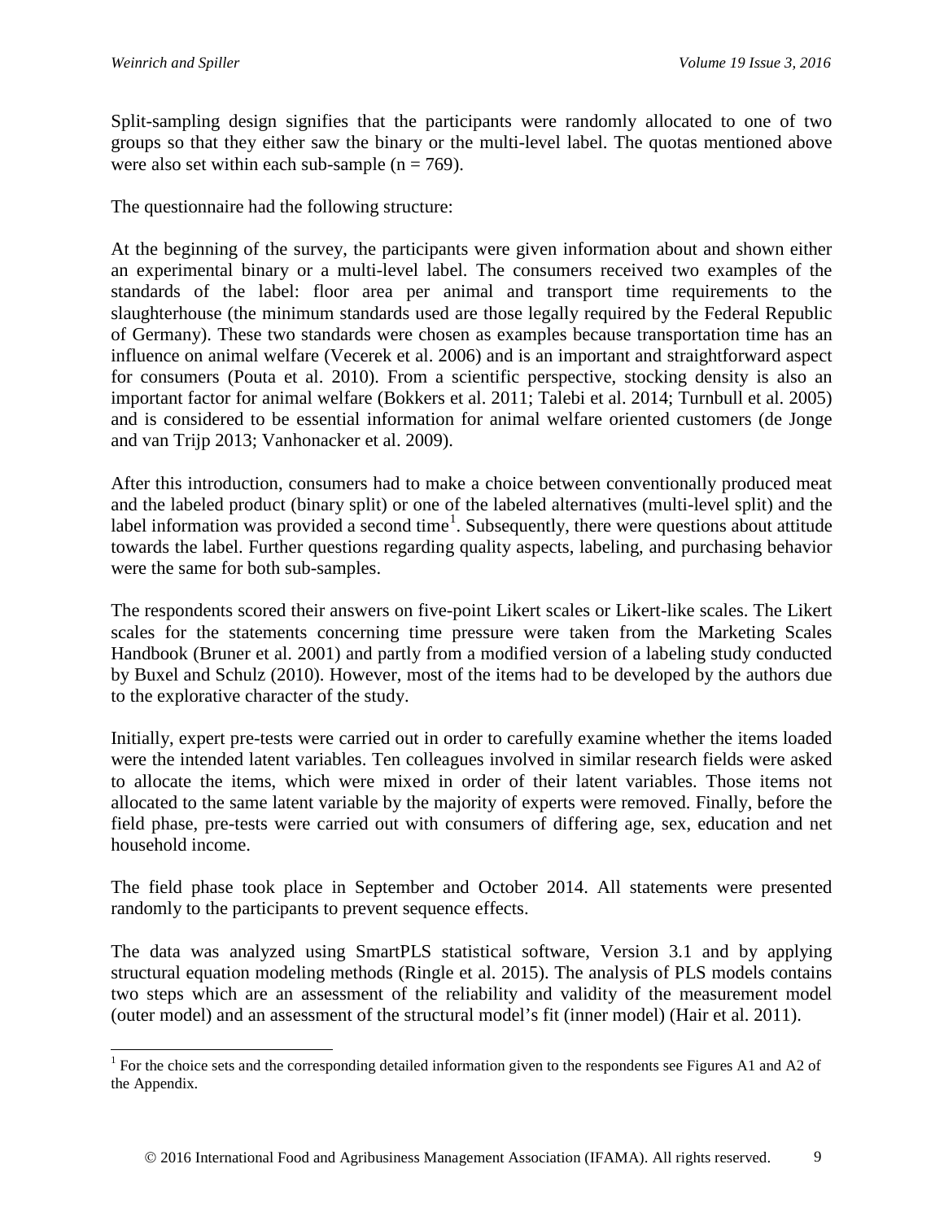Split-sampling design signifies that the participants were randomly allocated to one of two groups so that they either saw the binary or the multi-level label. The quotas mentioned above were also set within each sub-sample ($n = 769$).

The questionnaire had the following structure:

At the beginning of the survey, the participants were given information about and shown either an experimental binary or a multi-level label. The consumers received two examples of the standards of the label: floor area per animal and transport time requirements to the slaughterhouse (the minimum standards used are those legally required by the Federal Republic of Germany). These two standards were chosen as examples because transportation time has an influence on animal welfare (Vecerek et al. 2006) and is an important and straightforward aspect for consumers (Pouta et al. 2010). From a scientific perspective, stocking density is also an important factor for animal welfare (Bokkers et al. 2011; Talebi et al. 2014; Turnbull et al. 2005) and is considered to be essential information for animal welfare oriented customers (de Jonge and van Trijp 2013; Vanhonacker et al. 2009).

After this introduction, consumers had to make a choice between conventionally produced meat and the labeled product (binary split) or one of the labeled alternatives (multi-level split) and the label information was provided a second time[1]. Subsequently, there were questions about attitude towards the label. Further questions regarding quality aspects, labeling, and purchasing behavior were the same for both sub-samples.

The respondents scored their answers on five-point Likert scales or Likert-like scales. The Likert scales for the statements concerning time pressure were taken from the Marketing Scales Handbook (Bruner et al. 2001) and partly from a modified version of a labeling study conducted by Buxel and Schulz (2010). However, most of the items had to be developed by the authors due to the explorative character of the study.

Initially, expert pre-tests were carried out in order to carefully examine whether the items loaded were the intended latent variables. Ten colleagues involved in similar research fields were asked to allocate the items, which were mixed in order of their latent variables. Those items not allocated to the same latent variable by the majority of experts were removed. Finally, before the field phase, pre-tests were carried out with consumers of differing age, sex, education and net household income.

The field phase took place in September and October 2014. All statements were presented randomly to the participants to prevent sequence effects.

The data was analyzed using SmartPLS statistical software, Version 3.1 and by applying structural equation modeling methods (Ringle et al. 2015). The analysis of PLS models contains two steps which are an assessment of the reliability and validity of the measurement model (outer model) and an assessment of the structural model's fit (inner model) (Hair et al. 2011).

[1] For the choice sets and the corresponding detailed information given to the respondents see Figures A1 and A2 of the Appendix.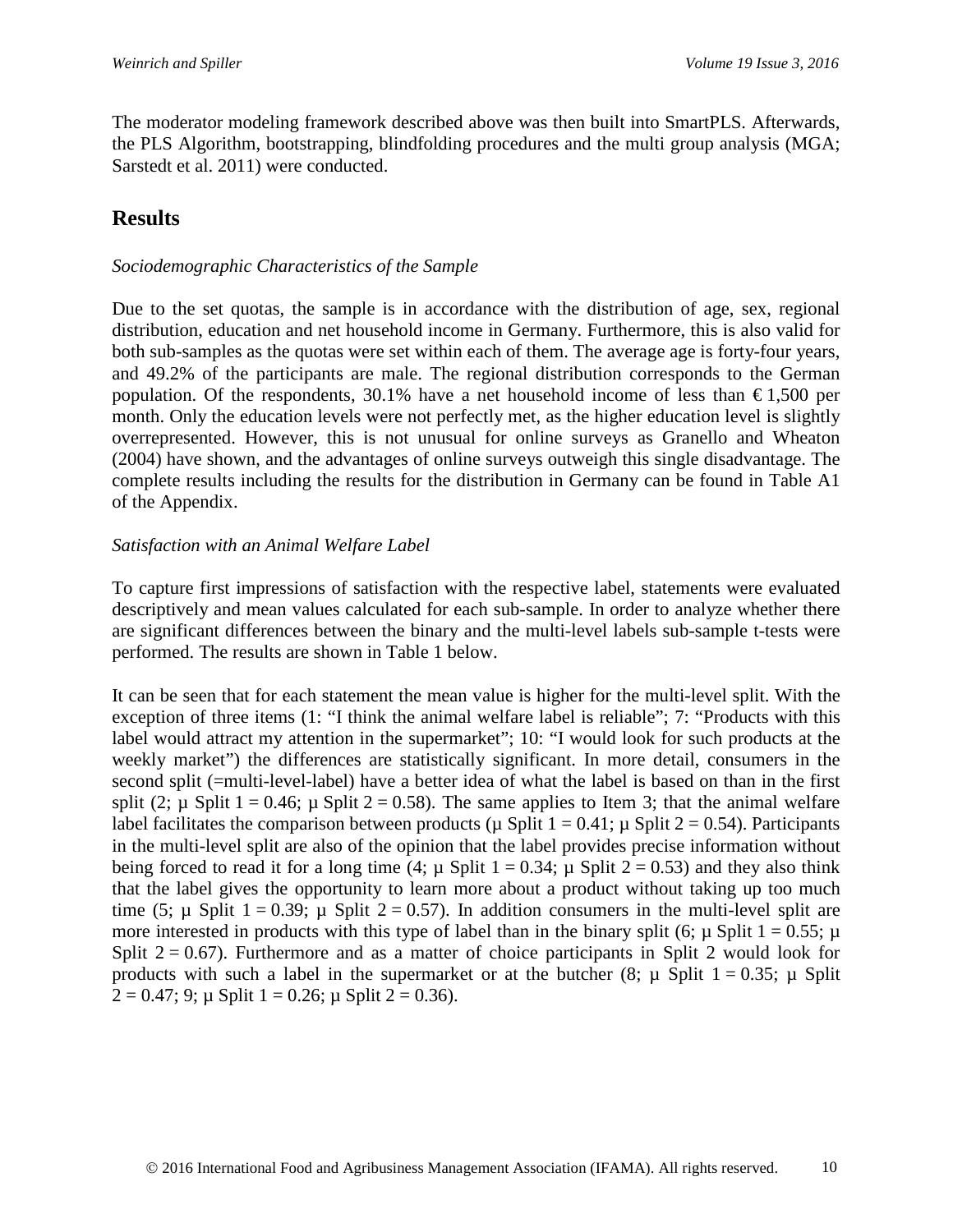The moderator modeling framework described above was then built into SmartPLS. Afterwards, the PLS Algorithm, bootstrapping, blindfolding procedures and the multi group analysis (MGA; Sarstedt et al. 2011) were conducted.

## Results

### *Sociodemographic Characteristics of the Sample*

Due to the set quotas, the sample is in accordance with the distribution of age, sex, regional distribution, education and net household income in Germany. Furthermore, this is also valid for both sub-samples as the quotas were set within each of them. The average age is forty-four years, and 49.2% of the participants are male. The regional distribution corresponds to the German population. Of the respondents, 30.1% have a net household income of less than €1,500 per month. Only the education levels were not perfectly met, as the higher education level is slightly overrepresented. However, this is not unusual for online surveys as Granello and Wheaton (2004) have shown, and the advantages of online surveys outweigh this single disadvantage. The complete results including the results for the distribution in Germany can be found in Table A1 of the Appendix.

### *Satisfaction with an Animal Welfare Label*

To capture first impressions of satisfaction with the respective label, statements were evaluated descriptively and mean values calculated for each sub-sample. In order to analyze whether there are significant differences between the binary and the multi-level labels sub-sample t-tests were performed. The results are shown in Table 1 below.

It can be seen that for each statement the mean value is higher for the multi-level split. With the exception of three items (1: "I think the animal welfare label is reliable"; 7: "Products with this label would attract my attention in the supermarket"; 10: "I would look for such products at the weekly market") the differences are statistically significant. In more detail, consumers in the second split (=multi-level-label) have a better idea of what the label is based on than in the first split (2; $\mu$ Split 1 = 0.46; $\mu$ Split 2 = 0.58). The same applies to Item 3; that the animal welfare label facilitates the comparison between products ($\mu$ Split 1 = 0.41; $\mu$ Split 2 = 0.54). Participants in the multi-level split are also of the opinion that the label provides precise information without being forced to read it for a long time (4; $\mu$ Split 1 = 0.34; $\mu$ Split 2 = 0.53) and they also think that the label gives the opportunity to learn more about a product without taking up too much time (5; $\mu$ Split 1 = 0.39; $\mu$ Split 2 = 0.57). In addition consumers in the multi-level split are more interested in products with this type of label than in the binary split (6; $\mu$ Split 1 = 0.55; $\mu$ Split 2 = 0.67). Furthermore and as a matter of choice participants in Split 2 would look for products with such a label in the supermarket or at the butcher (8; $\mu$ Split 1 = 0.35; $\mu$ Split 2 = 0.47; 9; $\mu$ Split 1 = 0.26; $\mu$ Split 2 = 0.36).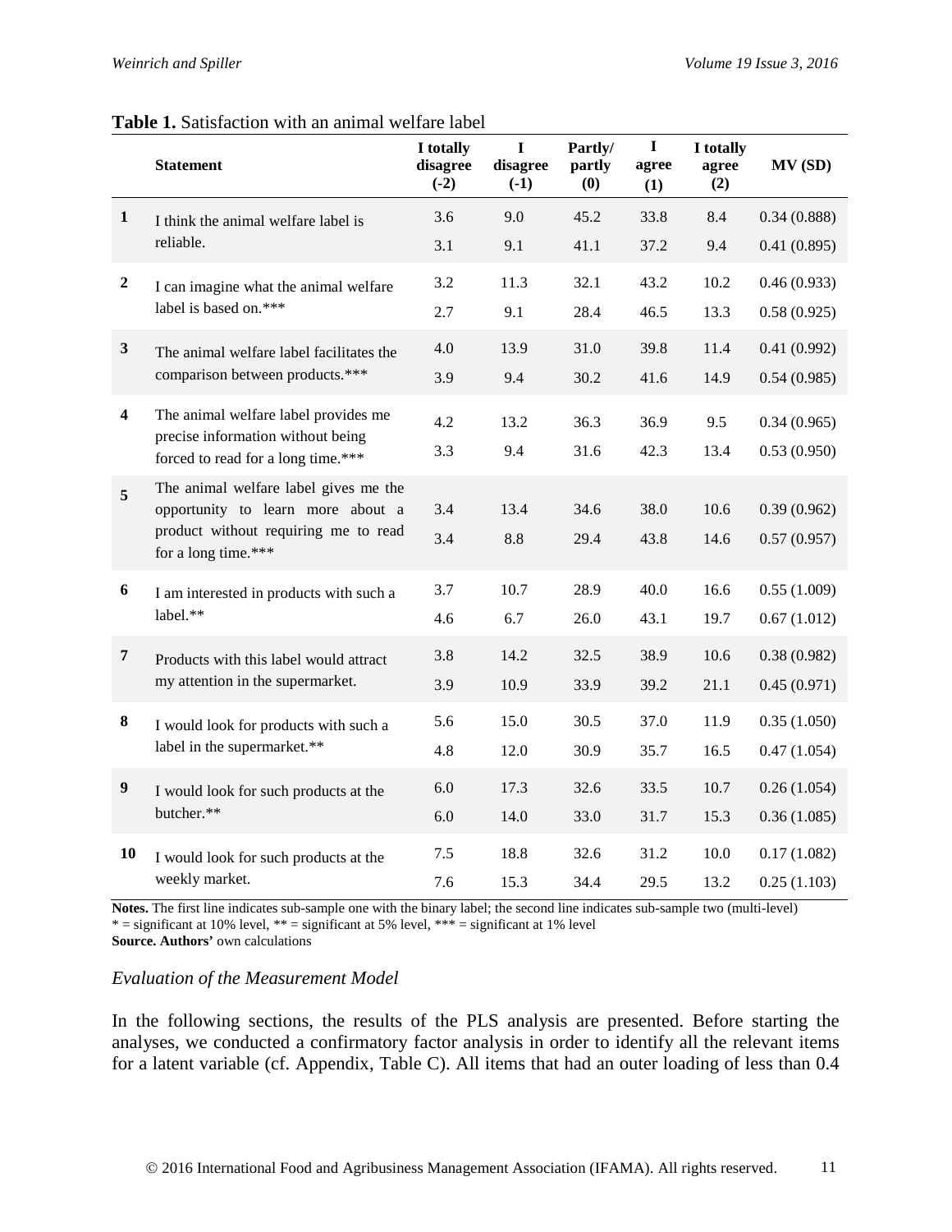**Table 1.** Satisfaction with an animal welfare label

| | Statement | I totally disagree (-2) | I disagree (-1) | Partly/ partly (0) | I agree (1) | I totally agree (2) | MV (SD) |
|---|---|---|---|---|---|---|---|
| **1** | I think the animal welfare label is reliable. | 3.6 | 9.0 | 45.2 | 33.8 | 8.4 | 0.34 (0.888) |
| | | 3.1 | 9.1 | 41.1 | 37.2 | 9.4 | 0.41 (0.895) |
| **2** | I can imagine what the animal welfare label is based on.*** | 3.2 | 11.3 | 32.1 | 43.2 | 10.2 | 0.46 (0.933) |
| | | 2.7 | 9.1 | 28.4 | 46.5 | 13.3 | 0.58 (0.925) |
| **3** | The animal welfare label facilitates the comparison between products.*** | 4.0 | 13.9 | 31.0 | 39.8 | 11.4 | 0.41 (0.992) |
| | | 3.9 | 9.4 | 30.2 | 41.6 | 14.9 | 0.54 (0.985) |
| **4** | The animal welfare label provides me precise information without being forced to read for a long time.*** | 4.2 | 13.2 | 36.3 | 36.9 | 9.5 | 0.34 (0.965) |
| | | 3.3 | 9.4 | 31.6 | 42.3 | 13.4 | 0.53 (0.950) |
| **5** | The animal welfare label gives me the opportunity to learn more about a product without requiring me to read for a long time.*** | 3.4 | 13.4 | 34.6 | 38.0 | 10.6 | 0.39 (0.962) |
| | | 3.4 | 8.8 | 29.4 | 43.8 | 14.6 | 0.57 (0.957) |
| **6** | I am interested in products with such a label.** | 3.7 | 10.7 | 28.9 | 40.0 | 16.6 | 0.55 (1.009) |
| | | 4.6 | 6.7 | 26.0 | 43.1 | 19.7 | 0.67 (1.012) |
| **7** | Products with this label would attract my attention in the supermarket. | 3.8 | 14.2 | 32.5 | 38.9 | 10.6 | 0.38 (0.982) |
| | | 3.9 | 10.9 | 33.9 | 39.2 | 21.1 | 0.45 (0.971) |
| **8** | I would look for products with such a label in the supermarket.** | 5.6 | 15.0 | 30.5 | 37.0 | 11.9 | 0.35 (1.050) |
| | | 4.8 | 12.0 | 30.9 | 35.7 | 16.5 | 0.47 (1.054) |
| **9** | I would look for such products at the butcher.** | 6.0 | 17.3 | 32.6 | 33.5 | 10.7 | 0.26 (1.054) |
| | | 6.0 | 14.0 | 33.0 | 31.7 | 15.3 | 0.36 (1.085) |
| **10** | I would look for such products at the weekly market. | 7.5 | 18.8 | 32.6 | 31.2 | 10.0 | 0.17 (1.082) |
| | | 7.6 | 15.3 | 34.4 | 29.5 | 13.2 | 0.25 (1.103) |

**Notes.** The first line indicates sub-sample one with the binary label; the second line indicates sub-sample two (multi-level)
* = significant at 10% level, ** = significant at 5% level, *** = significant at 1% level
**Source. Authors'** own calculations

*Evaluation of the Measurement Model*

In the following sections, the results of the PLS analysis are presented. Before starting the analyses, we conducted a confirmatory factor analysis in order to identify all the relevant items for a latent variable (cf. Appendix, Table C). All items that had an outer loading of less than 0.4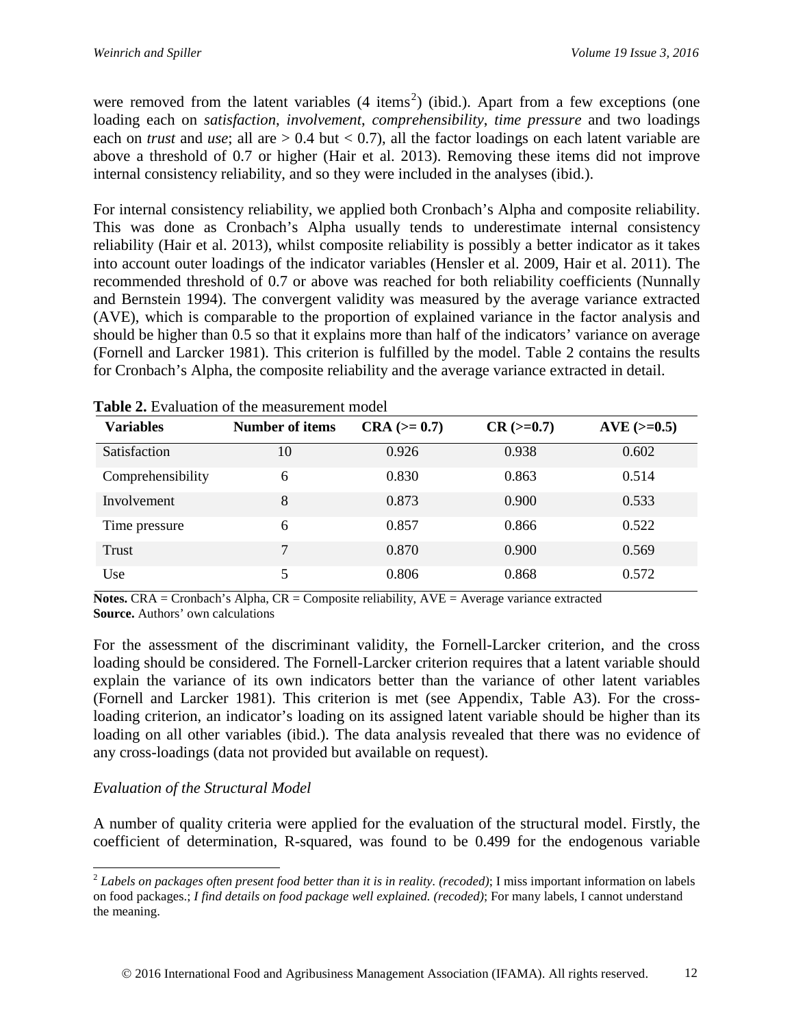were removed from the latent variables (4 items[2]) (ibid.). Apart from a few exceptions (one loading each on *satisfaction*, *involvement*, *comprehensibility*, *time pressure* and two loadings each on *trust* and *use*; all are > 0.4 but < 0.7), all the factor loadings on each latent variable are above a threshold of 0.7 or higher (Hair et al. 2013). Removing these items did not improve internal consistency reliability, and so they were included in the analyses (ibid.).

For internal consistency reliability, we applied both Cronbach's Alpha and composite reliability. This was done as Cronbach's Alpha usually tends to underestimate internal consistency reliability (Hair et al. 2013), whilst composite reliability is possibly a better indicator as it takes into account outer loadings of the indicator variables (Hensler et al. 2009, Hair et al. 2011). The recommended threshold of 0.7 or above was reached for both reliability coefficients (Nunnally and Bernstein 1994). The convergent validity was measured by the average variance extracted (AVE), which is comparable to the proportion of explained variance in the factor analysis and should be higher than 0.5 so that it explains more than half of the indicators' variance on average (Fornell and Larcker 1981). This criterion is fulfilled by the model. Table 2 contains the results for Cronbach's Alpha, the composite reliability and the average variance extracted in detail.

**Table 2.** Evaluation of the measurement model

| Variables | Number of items | CRA (>= 0.7) | CR (>=0.7) | AVE (>=0.5) |
|---|---|---|---|---|
| Satisfaction | 10 | 0.926 | 0.938 | 0.602 |
| Comprehensibility | 6 | 0.830 | 0.863 | 0.514 |
| Involvement | 8 | 0.873 | 0.900 | 0.533 |
| Time pressure | 6 | 0.857 | 0.866 | 0.522 |
| Trust | 7 | 0.870 | 0.900 | 0.569 |
| Use | 5 | 0.806 | 0.868 | 0.572 |

**Notes.** CRA = Cronbach's Alpha, CR = Composite reliability, AVE = Average variance extracted
**Source.** Authors' own calculations

For the assessment of the discriminant validity, the Fornell-Larcker criterion, and the cross loading should be considered. The Fornell-Larcker criterion requires that a latent variable should explain the variance of its own indicators better than the variance of other latent variables (Fornell and Larcker 1981). This criterion is met (see Appendix, Table A3). For the cross-loading criterion, an indicator's loading on its assigned latent variable should be higher than its loading on all other variables (ibid.). The data analysis revealed that there was no evidence of any cross-loadings (data not provided but available on request).

*Evaluation of the Structural Model*

A number of quality criteria were applied for the evaluation of the structural model. Firstly, the coefficient of determination, R-squared, was found to be 0.499 for the endogenous variable

[2] *Labels on packages often present food better than it is in reality. (recoded)*; I miss important information on labels on food packages.; *I find details on food package well explained. (recoded)*; For many labels, I cannot understand the meaning.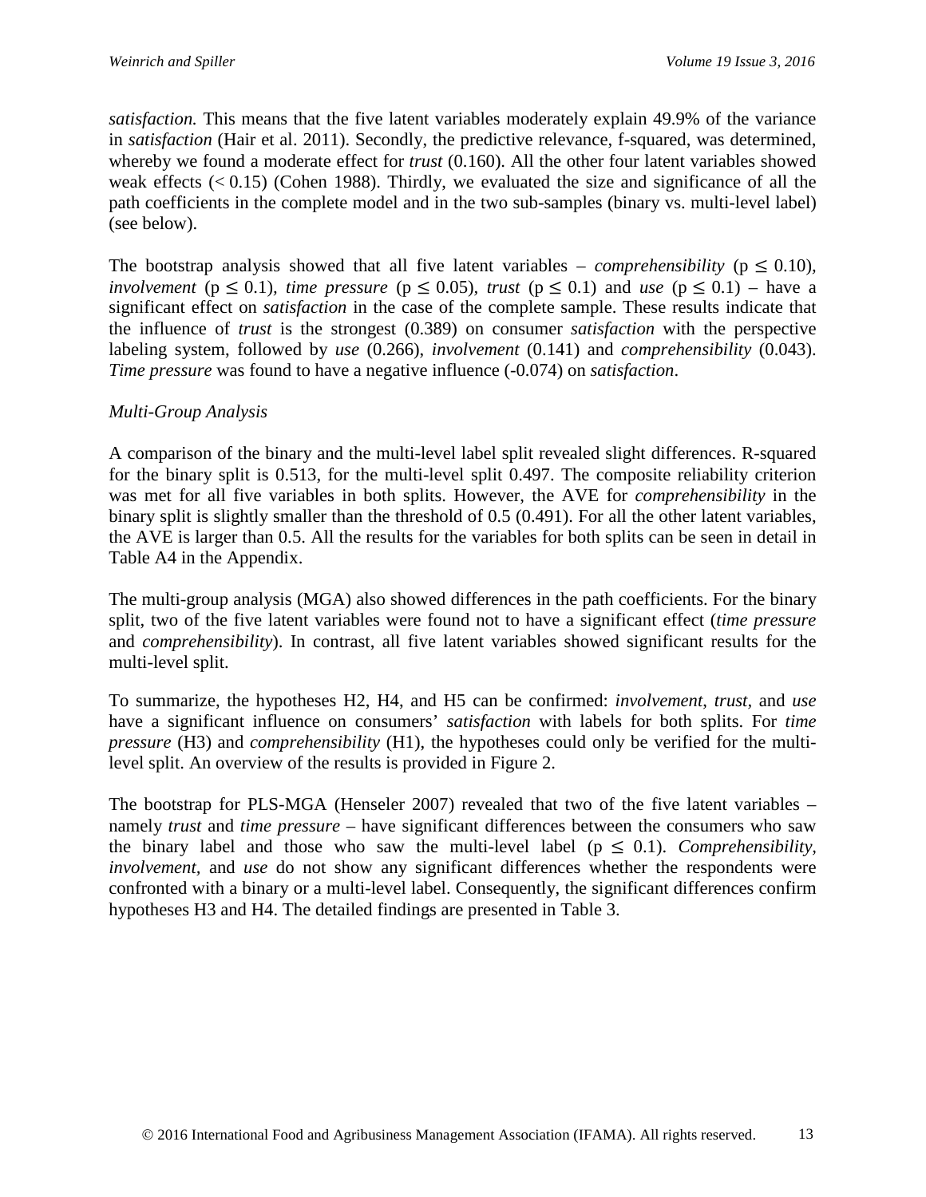*satisfaction.* This means that the five latent variables moderately explain 49.9% of the variance in *satisfaction* (Hair et al. 2011). Secondly, the predictive relevance, f-squared, was determined, whereby we found a moderate effect for *trust* (0.160). All the other four latent variables showed weak effects (< 0.15) (Cohen 1988). Thirdly, we evaluated the size and significance of all the path coefficients in the complete model and in the two sub-samples (binary vs. multi-level label) (see below).

The bootstrap analysis showed that all five latent variables – *comprehensibility* ($p \leq 0.10$), *involvement* ($p \leq 0.1$), *time pressure* ($p \leq 0.05$), *trust* ($p \leq 0.1$) and *use* ($p \leq 0.1$) – have a significant effect on *satisfaction* in the case of the complete sample. These results indicate that the influence of *trust* is the strongest (0.389) on consumer *satisfaction* with the perspective labeling system, followed by *use* (0.266), *involvement* (0.141) and *comprehensibility* (0.043). *Time pressure* was found to have a negative influence (-0.074) on *satisfaction*.

*Multi-Group Analysis*

A comparison of the binary and the multi-level label split revealed slight differences. R-squared for the binary split is 0.513, for the multi-level split 0.497. The composite reliability criterion was met for all five variables in both splits. However, the AVE for *comprehensibility* in the binary split is slightly smaller than the threshold of 0.5 (0.491). For all the other latent variables, the AVE is larger than 0.5. All the results for the variables for both splits can be seen in detail in Table A4 in the Appendix.

The multi-group analysis (MGA) also showed differences in the path coefficients. For the binary split, two of the five latent variables were found not to have a significant effect (*time pressure* and *comprehensibility*). In contrast, all five latent variables showed significant results for the multi-level split.

To summarize, the hypotheses H2, H4, and H5 can be confirmed: *involvement*, *trust*, and *use* have a significant influence on consumers' *satisfaction* with labels for both splits. For *time pressure* (H3) and *comprehensibility* (H1), the hypotheses could only be verified for the multi-level split. An overview of the results is provided in Figure 2.

The bootstrap for PLS-MGA (Henseler 2007) revealed that two of the five latent variables – namely *trust* and *time pressure* – have significant differences between the consumers who saw the binary label and those who saw the multi-level label ($p \leq 0.1$). *Comprehensibility*, *involvement*, and *use* do not show any significant differences whether the respondents were confronted with a binary or a multi-level label. Consequently, the significant differences confirm hypotheses H3 and H4. The detailed findings are presented in Table 3.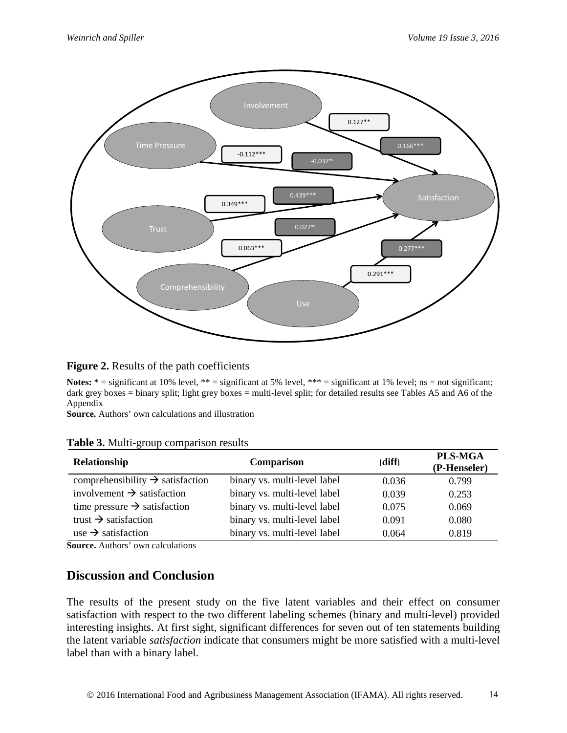**Figure 2.** Results of the path coefficients

**Notes:** * = significant at 10% level, ** = significant at 5% level, *** = significant at 1% level; ns = not significant; dark grey boxes = binary split; light grey boxes = multi-level split; for detailed results see Tables A5 and A6 of the Appendix

**Source.** Authors' own calculations and illustration

**Table 3.** Multi-group comparison results

| Relationship | Comparison | ǀdiffǀ | PLS-MGA (P-Henseler) |
|---|---|---|---|
| comprehensibility → satisfaction | binary vs. multi-level label | 0.036 | 0.799 |
| involvement → satisfaction | binary vs. multi-level label | 0.039 | 0.253 |
| time pressure → satisfaction | binary vs. multi-level label | 0.075 | 0.069 |
| trust → satisfaction | binary vs. multi-level label | 0.091 | 0.080 |
| use → satisfaction | binary vs. multi-level label | 0.064 | 0.819 |

**Source.** Authors' own calculations

## Discussion and Conclusion

The results of the present study on the five latent variables and their effect on consumer satisfaction with respect to the two different labeling schemes (binary and multi-level) provided interesting insights. At first sight, significant differences for seven out of ten statements building the latent variable *satisfaction* indicate that consumers might be more satisfied with a multi-level label than with a binary label.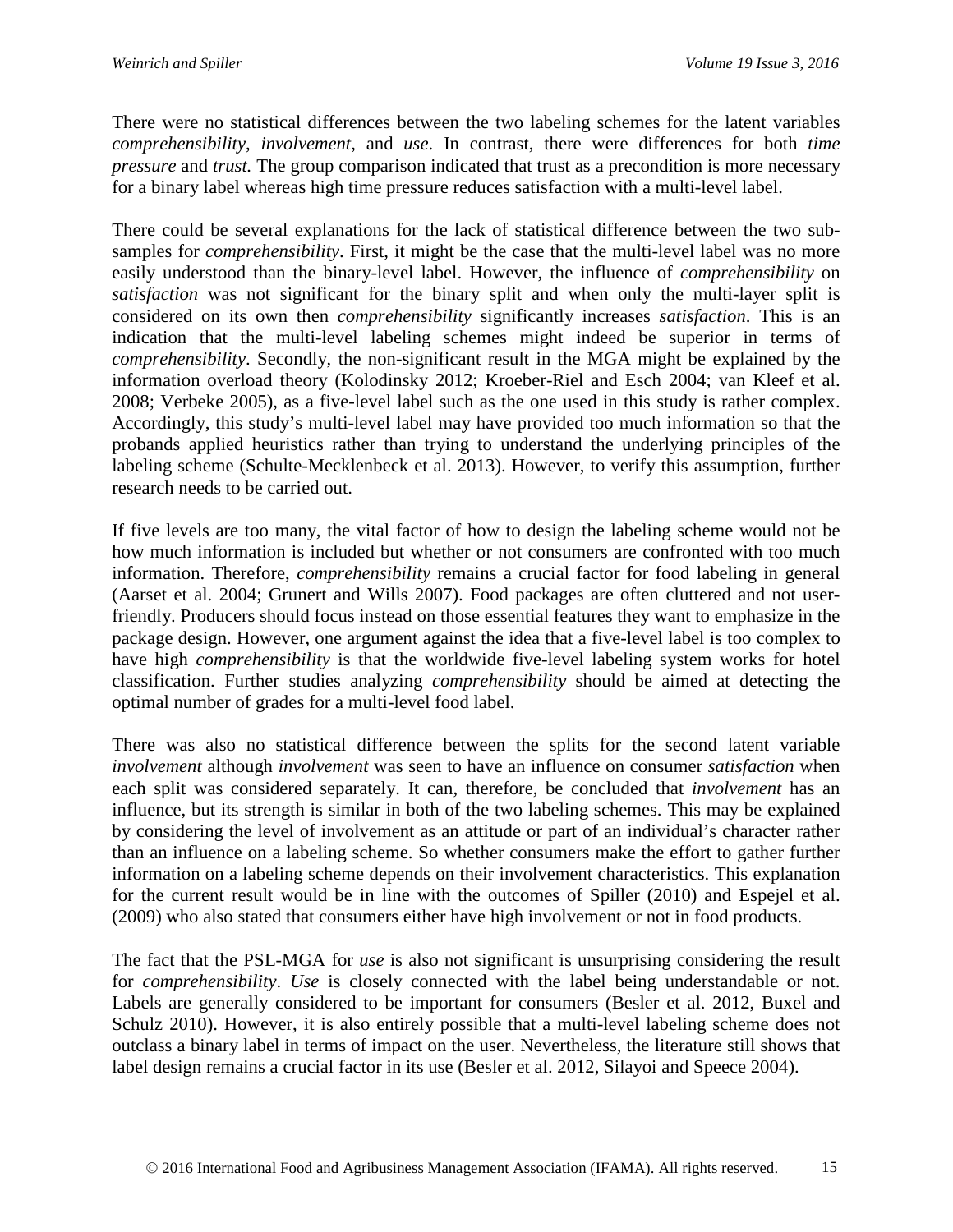There were no statistical differences between the two labeling schemes for the latent variables *comprehensibility*, *involvement,* and *use*. In contrast, there were differences for both *time pressure* and *trust.* The group comparison indicated that trust as a precondition is more necessary for a binary label whereas high time pressure reduces satisfaction with a multi-level label.

There could be several explanations for the lack of statistical difference between the two sub-samples for *comprehensibility*. First, it might be the case that the multi-level label was no more easily understood than the binary-level label. However, the influence of *comprehensibility* on *satisfaction* was not significant for the binary split and when only the multi-layer split is considered on its own then *comprehensibility* significantly increases *satisfaction*. This is an indication that the multi-level labeling schemes might indeed be superior in terms of *comprehensibility*. Secondly, the non-significant result in the MGA might be explained by the information overload theory (Kolodinsky 2012; Kroeber-Riel and Esch 2004; van Kleef et al. 2008; Verbeke 2005), as a five-level label such as the one used in this study is rather complex. Accordingly, this study's multi-level label may have provided too much information so that the probands applied heuristics rather than trying to understand the underlying principles of the labeling scheme (Schulte-Mecklenbeck et al. 2013). However, to verify this assumption, further research needs to be carried out.

If five levels are too many, the vital factor of how to design the labeling scheme would not be how much information is included but whether or not consumers are confronted with too much information. Therefore, *comprehensibility* remains a crucial factor for food labeling in general (Aarset et al. 2004; Grunert and Wills 2007). Food packages are often cluttered and not user-friendly. Producers should focus instead on those essential features they want to emphasize in the package design. However, one argument against the idea that a five-level label is too complex to have high *comprehensibility* is that the worldwide five-level labeling system works for hotel classification. Further studies analyzing *comprehensibility* should be aimed at detecting the optimal number of grades for a multi-level food label.

There was also no statistical difference between the splits for the second latent variable *involvement* although *involvement* was seen to have an influence on consumer *satisfaction* when each split was considered separately. It can, therefore, be concluded that *involvement* has an influence, but its strength is similar in both of the two labeling schemes. This may be explained by considering the level of involvement as an attitude or part of an individual's character rather than an influence on a labeling scheme. So whether consumers make the effort to gather further information on a labeling scheme depends on their involvement characteristics. This explanation for the current result would be in line with the outcomes of Spiller (2010) and Espejel et al. (2009) who also stated that consumers either have high involvement or not in food products.

The fact that the PSL-MGA for *use* is also not significant is unsurprising considering the result for *comprehensibility*. *Use* is closely connected with the label being understandable or not. Labels are generally considered to be important for consumers (Besler et al. 2012, Buxel and Schulz 2010). However, it is also entirely possible that a multi-level labeling scheme does not outclass a binary label in terms of impact on the user. Nevertheless, the literature still shows that label design remains a crucial factor in its use (Besler et al. 2012, Silayoi and Speece 2004).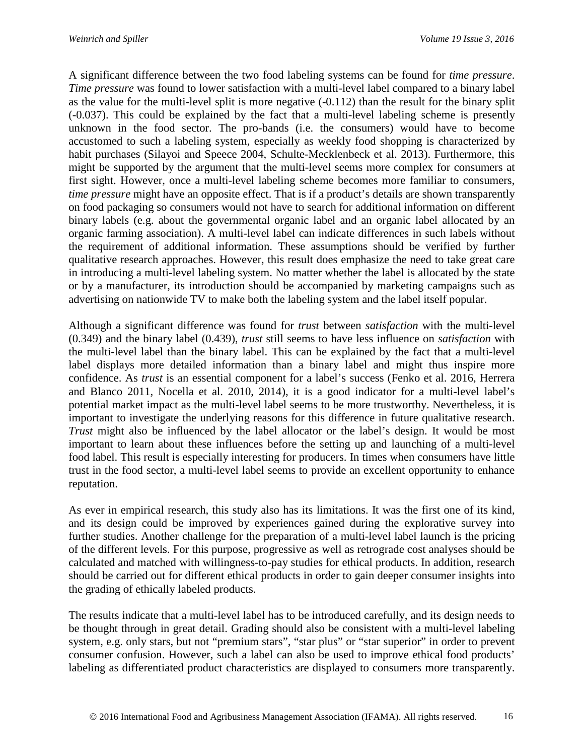A significant difference between the two food labeling systems can be found for *time pressure*. *Time pressure* was found to lower satisfaction with a multi-level label compared to a binary label as the value for the multi-level split is more negative (-0.112) than the result for the binary split (-0.037). This could be explained by the fact that a multi-level labeling scheme is presently unknown in the food sector. The pro-bands (i.e. the consumers) would have to become accustomed to such a labeling system, especially as weekly food shopping is characterized by habit purchases (Silayoi and Speece 2004, Schulte-Mecklenbeck et al. 2013). Furthermore, this might be supported by the argument that the multi-level seems more complex for consumers at first sight. However, once a multi-level labeling scheme becomes more familiar to consumers, *time pressure* might have an opposite effect. That is if a product's details are shown transparently on food packaging so consumers would not have to search for additional information on different binary labels (e.g. about the governmental organic label and an organic label allocated by an organic farming association). A multi-level label can indicate differences in such labels without the requirement of additional information. These assumptions should be verified by further qualitative research approaches. However, this result does emphasize the need to take great care in introducing a multi-level labeling system. No matter whether the label is allocated by the state or by a manufacturer, its introduction should be accompanied by marketing campaigns such as advertising on nationwide TV to make both the labeling system and the label itself popular.

Although a significant difference was found for *trust* between *satisfaction* with the multi-level (0.349) and the binary label (0.439), *trust* still seems to have less influence on *satisfaction* with the multi-level label than the binary label. This can be explained by the fact that a multi-level label displays more detailed information than a binary label and might thus inspire more confidence. As *trust* is an essential component for a label's success (Fenko et al. 2016, Herrera and Blanco 2011, Nocella et al. 2010, 2014), it is a good indicator for a multi-level label's potential market impact as the multi-level label seems to be more trustworthy. Nevertheless, it is important to investigate the underlying reasons for this difference in future qualitative research. *Trust* might also be influenced by the label allocator or the label's design. It would be most important to learn about these influences before the setting up and launching of a multi-level food label. This result is especially interesting for producers. In times when consumers have little trust in the food sector, a multi-level label seems to provide an excellent opportunity to enhance reputation.

As ever in empirical research, this study also has its limitations. It was the first one of its kind, and its design could be improved by experiences gained during the explorative survey into further studies. Another challenge for the preparation of a multi-level label launch is the pricing of the different levels. For this purpose, progressive as well as retrograde cost analyses should be calculated and matched with willingness-to-pay studies for ethical products. In addition, research should be carried out for different ethical products in order to gain deeper consumer insights into the grading of ethically labeled products.

The results indicate that a multi-level label has to be introduced carefully, and its design needs to be thought through in great detail. Grading should also be consistent with a multi-level labeling system, e.g. only stars, but not "premium stars", "star plus" or "star superior" in order to prevent consumer confusion. However, such a label can also be used to improve ethical food products' labeling as differentiated product characteristics are displayed to consumers more transparently.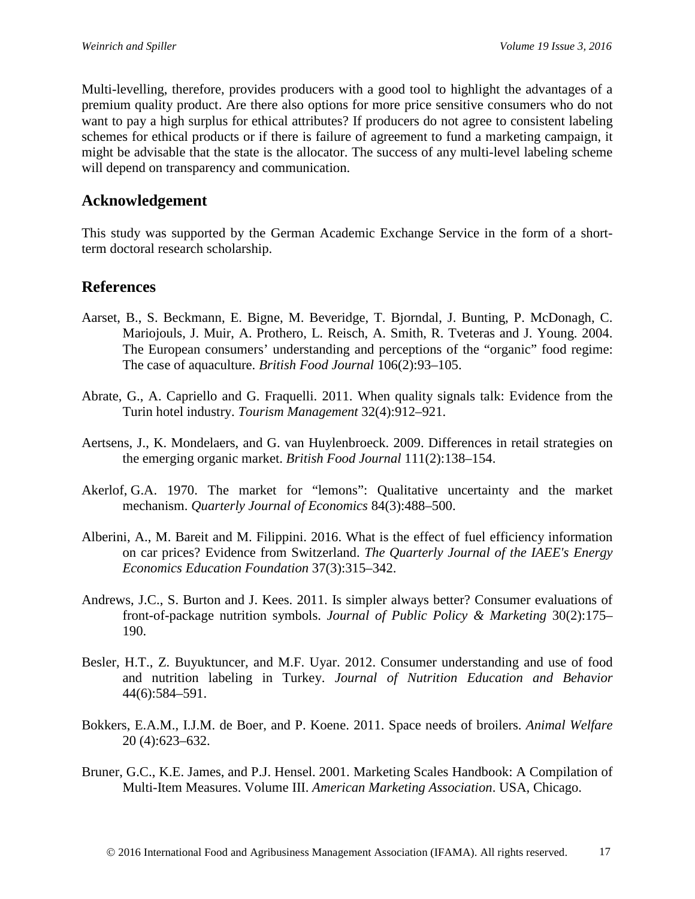Multi-levelling, therefore, provides producers with a good tool to highlight the advantages of a premium quality product. Are there also options for more price sensitive consumers who do not want to pay a high surplus for ethical attributes? If producers do not agree to consistent labeling schemes for ethical products or if there is failure of agreement to fund a marketing campaign, it might be advisable that the state is the allocator. The success of any multi-level labeling scheme will depend on transparency and communication.

## Acknowledgement

This study was supported by the German Academic Exchange Service in the form of a short-term doctoral research scholarship.

## References

Aarset, B., S. Beckmann, E. Bigne, M. Beveridge, T. Bjorndal, J. Bunting, P. McDonagh, C. Mariojouls, J. Muir, A. Prothero, L. Reisch, A. Smith, R. Tveteras and J. Young. 2004. The European consumers' understanding and perceptions of the "organic" food regime: The case of aquaculture. *British Food Journal* 106(2):93–105.

Abrate, G., A. Capriello and G. Fraquelli. 2011. When quality signals talk: Evidence from the Turin hotel industry. *Tourism Management* 32(4):912–921.

Aertsens, J., K. Mondelaers, and G. van Huylenbroeck. 2009. Differences in retail strategies on the emerging organic market. *British Food Journal* 111(2):138–154.

Akerlof, G.A. 1970. The market for "lemons": Qualitative uncertainty and the market mechanism. *Quarterly Journal of Economics* 84(3):488–500.

Alberini, A., M. Bareit and M. Filippini. 2016. What is the effect of fuel efficiency information on car prices? Evidence from Switzerland. *The Quarterly Journal of the IAEE's Energy Economics Education Foundation* 37(3):315–342.

Andrews, J.C., S. Burton and J. Kees. 2011. Is simpler always better? Consumer evaluations of front-of-package nutrition symbols. *Journal of Public Policy & Marketing* 30(2):175–190.

Besler, H.T., Z. Buyuktuncer, and M.F. Uyar. 2012. Consumer understanding and use of food and nutrition labeling in Turkey. *Journal of Nutrition Education and Behavior* 44(6):584–591.

Bokkers, E.A.M., I.J.M. de Boer, and P. Koene. 2011. Space needs of broilers. *Animal Welfare* 20 (4):623–632.

Bruner, G.C., K.E. James, and P.J. Hensel. 2001. Marketing Scales Handbook: A Compilation of Multi-Item Measures. Volume III. *American Marketing Association*. USA, Chicago.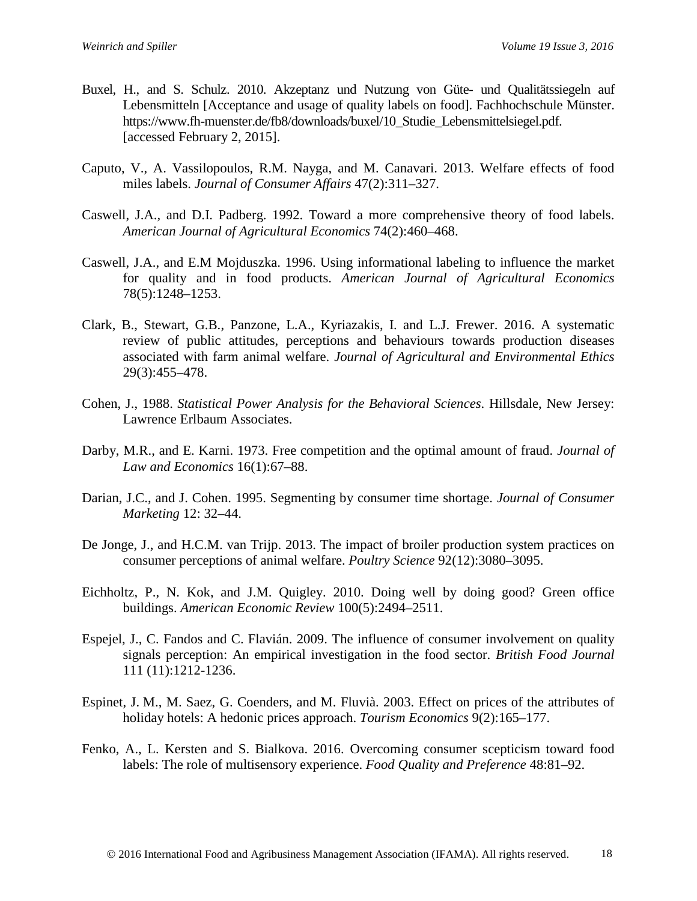Buxel, H., and S. Schulz. 2010. Akzeptanz und Nutzung von Güte- und Qualitätssiegeln auf Lebensmitteln [Acceptance and usage of quality labels on food]. Fachhochschule Münster. https://www.fh-muenster.de/fb8/downloads/buxel/10_Studie_Lebensmittelsiegel.pdf. [accessed February 2, 2015].

Caputo, V., A. Vassilopoulos, R.M. Nayga, and M. Canavari. 2013. Welfare effects of food miles labels. *Journal of Consumer Affairs* 47(2):311–327.

Caswell, J.A., and D.I. Padberg. 1992. Toward a more comprehensive theory of food labels. *American Journal of Agricultural Economics* 74(2):460–468.

Caswell, J.A., and E.M Mojduszka. 1996. Using informational labeling to influence the market for quality and in food products. *American Journal of Agricultural Economics* 78(5):1248–1253.

Clark, B., Stewart, G.B., Panzone, L.A., Kyriazakis, I. and L.J. Frewer. 2016. A systematic review of public attitudes, perceptions and behaviours towards production diseases associated with farm animal welfare. *Journal of Agricultural and Environmental Ethics* 29(3):455–478.

Cohen, J., 1988. *Statistical Power Analysis for the Behavioral Sciences*. Hillsdale, New Jersey: Lawrence Erlbaum Associates.

Darby, M.R., and E. Karni. 1973. Free competition and the optimal amount of fraud. *Journal of Law and Economics* 16(1):67–88.

Darian, J.C., and J. Cohen. 1995. Segmenting by consumer time shortage. *Journal of Consumer Marketing* 12: 32–44.

De Jonge, J., and H.C.M. van Trijp. 2013. The impact of broiler production system practices on consumer perceptions of animal welfare. *Poultry Science* 92(12):3080–3095.

Eichholtz, P., N. Kok, and J.M. Quigley. 2010. Doing well by doing good? Green office buildings. *American Economic Review* 100(5):2494–2511.

Espejel, J., C. Fandos and C. Flavián. 2009. The influence of consumer involvement on quality signals perception: An empirical investigation in the food sector. *British Food Journal* 111 (11):1212-1236.

Espinet, J. M., M. Saez, G. Coenders, and M. Fluvià. 2003. Effect on prices of the attributes of holiday hotels: A hedonic prices approach. *Tourism Economics* 9(2):165–177.

Fenko, A., L. Kersten and S. Bialkova. 2016. Overcoming consumer scepticism toward food labels: The role of multisensory experience. *Food Quality and Preference* 48:81–92.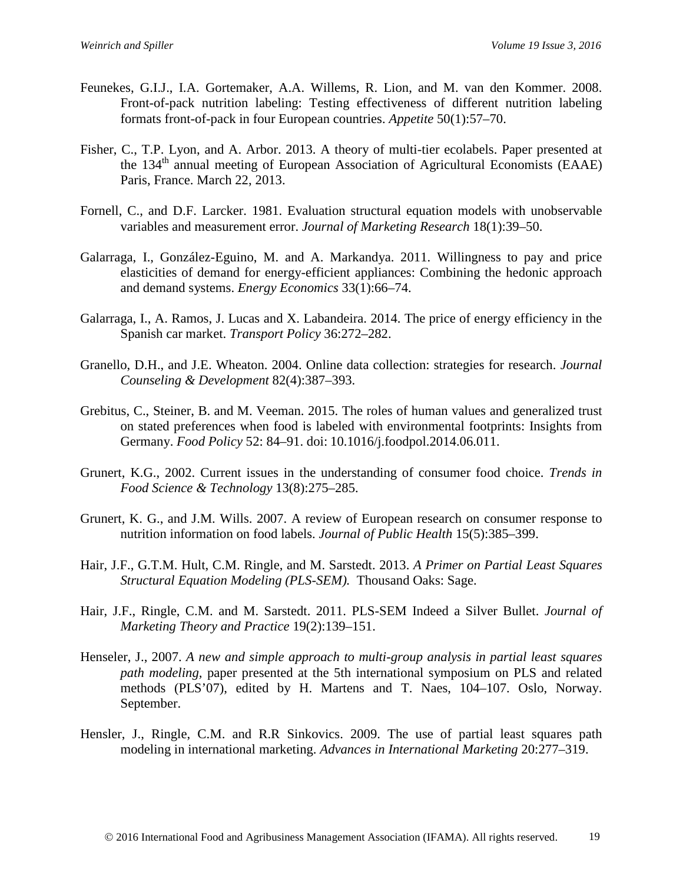Feunekes, G.I.J., I.A. Gortemaker, A.A. Willems, R. Lion, and M. van den Kommer. 2008. Front-of-pack nutrition labeling: Testing effectiveness of different nutrition labeling formats front-of-pack in four European countries. *Appetite* 50(1):57–70.

Fisher, C., T.P. Lyon, and A. Arbor. 2013. A theory of multi-tier ecolabels. Paper presented at the 134th annual meeting of European Association of Agricultural Economists (EAAE) Paris, France. March 22, 2013.

Fornell, C., and D.F. Larcker. 1981. Evaluation structural equation models with unobservable variables and measurement error. *Journal of Marketing Research* 18(1):39–50.

Galarraga, I., González-Eguino, M. and A. Markandya. 2011. Willingness to pay and price elasticities of demand for energy-efficient appliances: Combining the hedonic approach and demand systems. *Energy Economics* 33(1):66–74.

Galarraga, I., A. Ramos, J. Lucas and X. Labandeira. 2014. The price of energy efficiency in the Spanish car market. *Transport Policy* 36:272–282.

Granello, D.H., and J.E. Wheaton. 2004. Online data collection: strategies for research. *Journal Counseling & Development* 82(4):387–393.

Grebitus, C., Steiner, B. and M. Veeman. 2015. The roles of human values and generalized trust on stated preferences when food is labeled with environmental footprints: Insights from Germany. *Food Policy* 52: 84–91. doi: 10.1016/j.foodpol.2014.06.011.

Grunert, K.G., 2002. Current issues in the understanding of consumer food choice. *Trends in Food Science & Technology* 13(8):275–285.

Grunert, K. G., and J.M. Wills. 2007. A review of European research on consumer response to nutrition information on food labels. *Journal of Public Health* 15(5):385–399.

Hair, J.F., G.T.M. Hult, C.M. Ringle, and M. Sarstedt. 2013. *A Primer on Partial Least Squares Structural Equation Modeling (PLS-SEM).* Thousand Oaks: Sage.

Hair, J.F., Ringle, C.M. and M. Sarstedt. 2011. PLS-SEM Indeed a Silver Bullet. *Journal of Marketing Theory and Practice* 19(2):139–151.

Henseler, J., 2007. *A new and simple approach to multi-group analysis in partial least squares path modeling*, paper presented at the 5th international symposium on PLS and related methods (PLS'07), edited by H. Martens and T. Naes, 104–107. Oslo, Norway. September.

Hensler, J., Ringle, C.M. and R.R Sinkovics. 2009. The use of partial least squares path modeling in international marketing. *Advances in International Marketing* 20:277–319.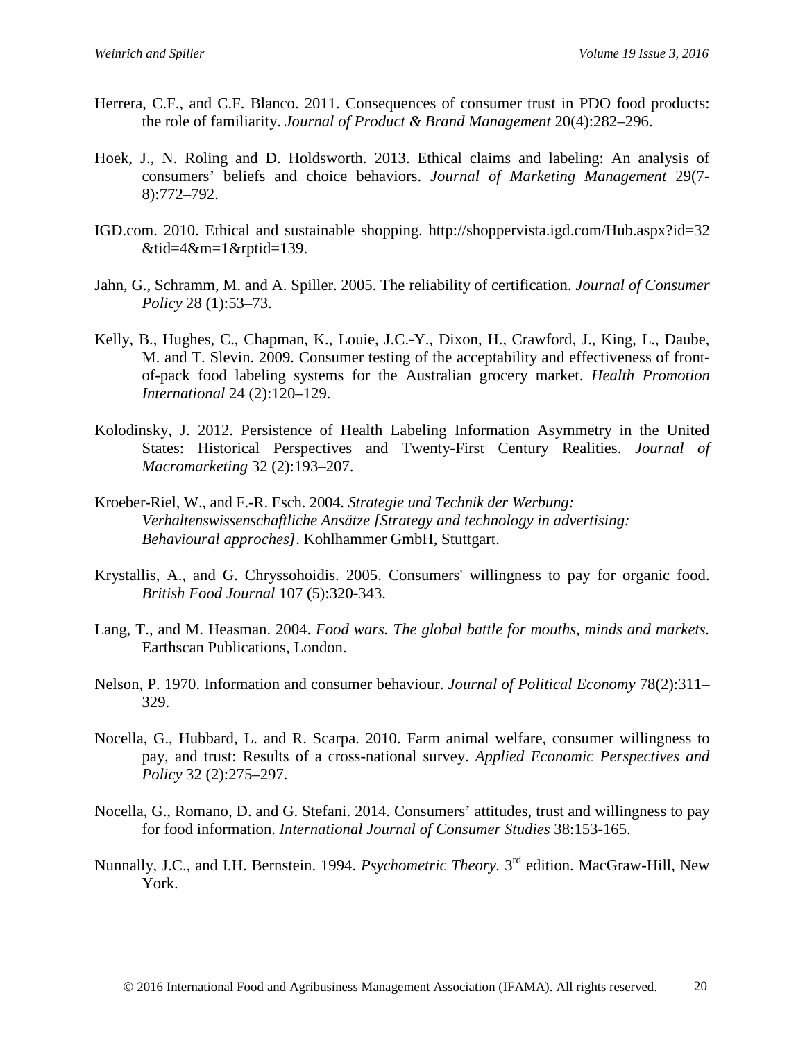Herrera, C.F., and C.F. Blanco. 2011. Consequences of consumer trust in PDO food products: the role of familiarity. *Journal of Product & Brand Management* 20(4):282–296.

Hoek, J., N. Roling and D. Holdsworth. 2013. Ethical claims and labeling: An analysis of consumers' beliefs and choice behaviors. *Journal of Marketing Management* 29(7-8):772–792.

IGD.com. 2010. Ethical and sustainable shopping. http://shoppervista.igd.com/Hub.aspx?id=32&tid=4&m=1&rptid=139.

Jahn, G., Schramm, M. and A. Spiller. 2005. The reliability of certification. *Journal of Consumer Policy* 28 (1):53–73.

Kelly, B., Hughes, C., Chapman, K., Louie, J.C.-Y., Dixon, H., Crawford, J., King, L., Daube, M. and T. Slevin. 2009. Consumer testing of the acceptability and effectiveness of front-of-pack food labeling systems for the Australian grocery market. *Health Promotion International* 24 (2):120–129.

Kolodinsky, J. 2012. Persistence of Health Labeling Information Asymmetry in the United States: Historical Perspectives and Twenty-First Century Realities. *Journal of Macromarketing* 32 (2):193–207.

Kroeber-Riel, W., and F.-R. Esch. 2004. *Strategie und Technik der Werbung: Verhaltenswissenschaftliche Ansätze [Strategy and technology in advertising: Behavioural approches]*. Kohlhammer GmbH, Stuttgart.

Krystallis, A., and G. Chryssohoidis. 2005. Consumers' willingness to pay for organic food. *British Food Journal* 107 (5):320-343.

Lang, T., and M. Heasman. 2004. *Food wars. The global battle for mouths, minds and markets.* Earthscan Publications, London.

Nelson, P. 1970. Information and consumer behaviour. *Journal of Political Economy* 78(2):311–329.

Nocella, G., Hubbard, L. and R. Scarpa. 2010. Farm animal welfare, consumer willingness to pay, and trust: Results of a cross-national survey. *Applied Economic Perspectives and Policy* 32 (2):275–297.

Nocella, G., Romano, D. and G. Stefani. 2014. Consumers' attitudes, trust and willingness to pay for food information. *International Journal of Consumer Studies* 38:153-165.

Nunnally, J.C., and I.H. Bernstein. 1994. *Psychometric Theory.* 3rd edition. MacGraw-Hill, New York.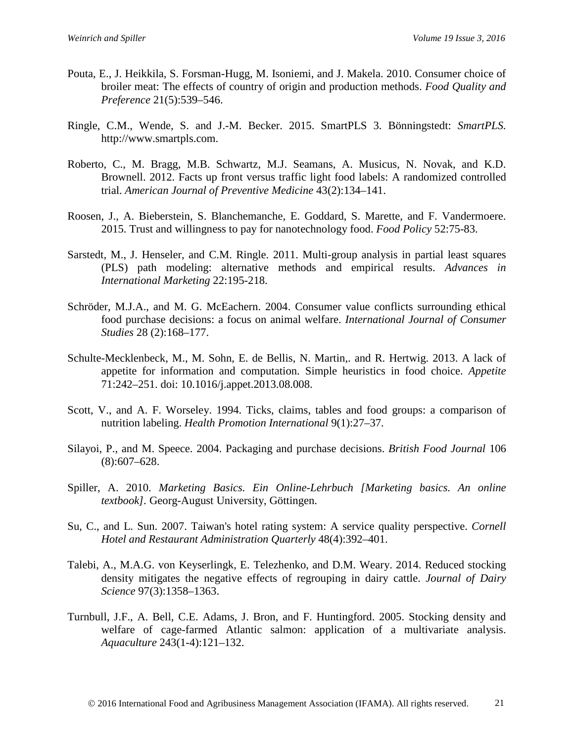Pouta, E., J. Heikkila, S. Forsman-Hugg, M. Isoniemi, and J. Makela. 2010. Consumer choice of broiler meat: The effects of country of origin and production methods. *Food Quality and Preference* 21(5):539–546.

Ringle, C.M., Wende, S. and J.-M. Becker. 2015. SmartPLS 3. Bönningstedt: *SmartPLS.* http://www.smartpls.com.

Roberto, C., M. Bragg, M.B. Schwartz, M.J. Seamans, A. Musicus, N. Novak, and K.D. Brownell. 2012. Facts up front versus traffic light food labels: A randomized controlled trial. *American Journal of Preventive Medicine* 43(2):134–141.

Roosen, J., A. Bieberstein, S. Blanchemanche, E. Goddard, S. Marette, and F. Vandermoere. 2015. Trust and willingness to pay for nanotechnology food. *Food Policy* 52:75-83.

Sarstedt, M., J. Henseler, and C.M. Ringle. 2011. Multi-group analysis in partial least squares (PLS) path modeling: alternative methods and empirical results. *Advances in International Marketing* 22:195-218.

Schröder, M.J.A., and M. G. McEachern. 2004. Consumer value conflicts surrounding ethical food purchase decisions: a focus on animal welfare. *International Journal of Consumer Studies* 28 (2):168–177.

Schulte-Mecklenbeck, M., M. Sohn, E. de Bellis, N. Martin,. and R. Hertwig. 2013. A lack of appetite for information and computation. Simple heuristics in food choice. *Appetite* 71:242–251. doi: 10.1016/j.appet.2013.08.008.

Scott, V., and A. F. Worseley. 1994. Ticks, claims, tables and food groups: a comparison of nutrition labeling. *Health Promotion International* 9(1):27–37.

Silayoi, P., and M. Speece. 2004. Packaging and purchase decisions. *British Food Journal* 106 (8):607–628.

Spiller, A. 2010. *Marketing Basics. Ein Online-Lehrbuch [Marketing basics. An online textbook]*. Georg-August University, Göttingen.

Su, C., and L. Sun. 2007. Taiwan's hotel rating system: A service quality perspective. *Cornell Hotel and Restaurant Administration Quarterly* 48(4):392–401.

Talebi, A., M.A.G. von Keyserlingk, E. Telezhenko, and D.M. Weary. 2014. Reduced stocking density mitigates the negative effects of regrouping in dairy cattle. *Journal of Dairy Science* 97(3):1358–1363.

Turnbull, J.F., A. Bell, C.E. Adams, J. Bron, and F. Huntingford. 2005. Stocking density and welfare of cage-farmed Atlantic salmon: application of a multivariate analysis. *Aquaculture* 243(1-4):121–132.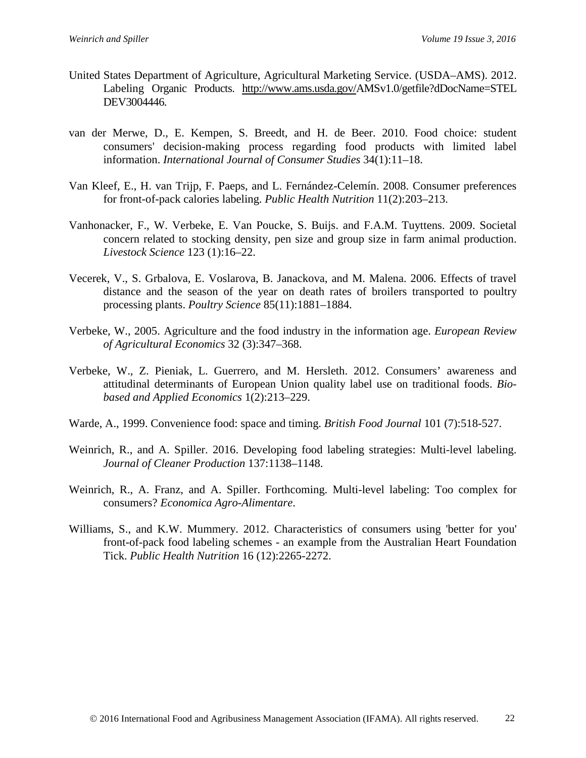United States Department of Agriculture, Agricultural Marketing Service. (USDA–AMS). 2012. Labeling Organic Products. http://www.ams.usda.gov/AMSv1.0/getfile?dDocName=STELDEV3004446.

van der Merwe, D., E. Kempen, S. Breedt, and H. de Beer. 2010. Food choice: student consumers' decision-making process regarding food products with limited label information. *International Journal of Consumer Studies* 34(1):11–18.

Van Kleef, E., H. van Trijp, F. Paeps, and L. Fernández-Celemín. 2008. Consumer preferences for front-of-pack calories labeling. *Public Health Nutrition* 11(2):203–213.

Vanhonacker, F., W. Verbeke, E. Van Poucke, S. Buijs. and F.A.M. Tuyttens. 2009. Societal concern related to stocking density, pen size and group size in farm animal production. *Livestock Science* 123 (1):16–22.

Vecerek, V., S. Grbalova, E. Voslarova, B. Janackova, and M. Malena. 2006. Effects of travel distance and the season of the year on death rates of broilers transported to poultry processing plants. *Poultry Science* 85(11):1881–1884.

Verbeke, W., 2005. Agriculture and the food industry in the information age. *European Review of Agricultural Economics* 32 (3):347–368.

Verbeke, W., Z. Pieniak, L. Guerrero, and M. Hersleth. 2012. Consumers' awareness and attitudinal determinants of European Union quality label use on traditional foods. *Bio-based and Applied Economics* 1(2):213–229.

Warde, A., 1999. Convenience food: space and timing. *British Food Journal* 101 (7):518-527.

Weinrich, R., and A. Spiller. 2016. Developing food labeling strategies: Multi-level labeling. *Journal of Cleaner Production* 137:1138–1148.

Weinrich, R., A. Franz, and A. Spiller. Forthcoming. Multi-level labeling: Too complex for consumers? *Economica Agro-Alimentare*.

Williams, S., and K.W. Mummery. 2012. Characteristics of consumers using 'better for you' front-of-pack food labeling schemes - an example from the Australian Heart Foundation Tick. *Public Health Nutrition* 16 (12):2265-2272.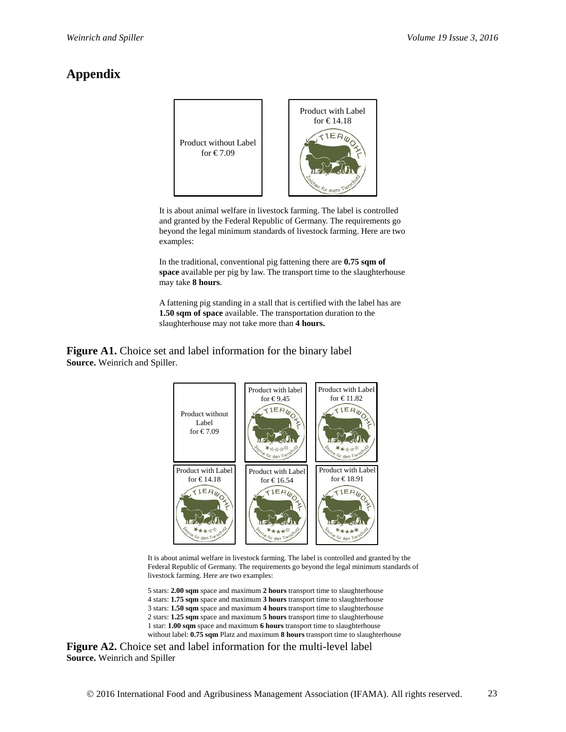# Appendix

Product without Label for € 7.09

Product with Label for € 14.18

It is about animal welfare in livestock farming. The label is controlled and granted by the Federal Republic of Germany. The requirements go beyond the legal minimum standards of livestock farming. Here are two examples:

In the traditional, conventional pig fattening there are **0.75 sqm of space** available per pig by law. The transport time to the slaughterhouse may take **8 hours**.

A fattening pig standing in a stall that is certified with the label has are **1.50 sqm of space** available. The transportation duration to the slaughterhouse may not take more than **4 hours.**

**Figure A1.** Choice set and label information for the binary label
**Source.** Weinrich and Spiller.

Product without Label for € 7.09

Product with label for € 9.45

Product with Label for € 11.82

Product with Label for € 14.18

Product with Label for € 16.54

Product with Label for € 18.91

It is about animal welfare in livestock farming. The label is controlled and granted by the Federal Republic of Germany. The requirements go beyond the legal minimum standards of livestock farming. Here are two examples:

5 stars: **2.00 sqm** space and maximum **2 hours** transport time to slaughterhouse
4 stars: **1.75 sqm** space and maximum **3 hours** transport time to slaughterhouse
3 stars: **1.50 sqm** space and maximum **4 hours** transport time to slaughterhouse
2 stars: **1.25 sqm** space and maximum **5 hours** transport time to slaughterhouse
1 star: **1.00 sqm** space and maximum **6 hours** transport time to slaughterhouse
without label: **0.75 sqm** Platz and maximum **8 hours** transport time to slaughterhouse

**Figure A2.** Choice set and label information for the multi-level label
**Source.** Weinrich and Spiller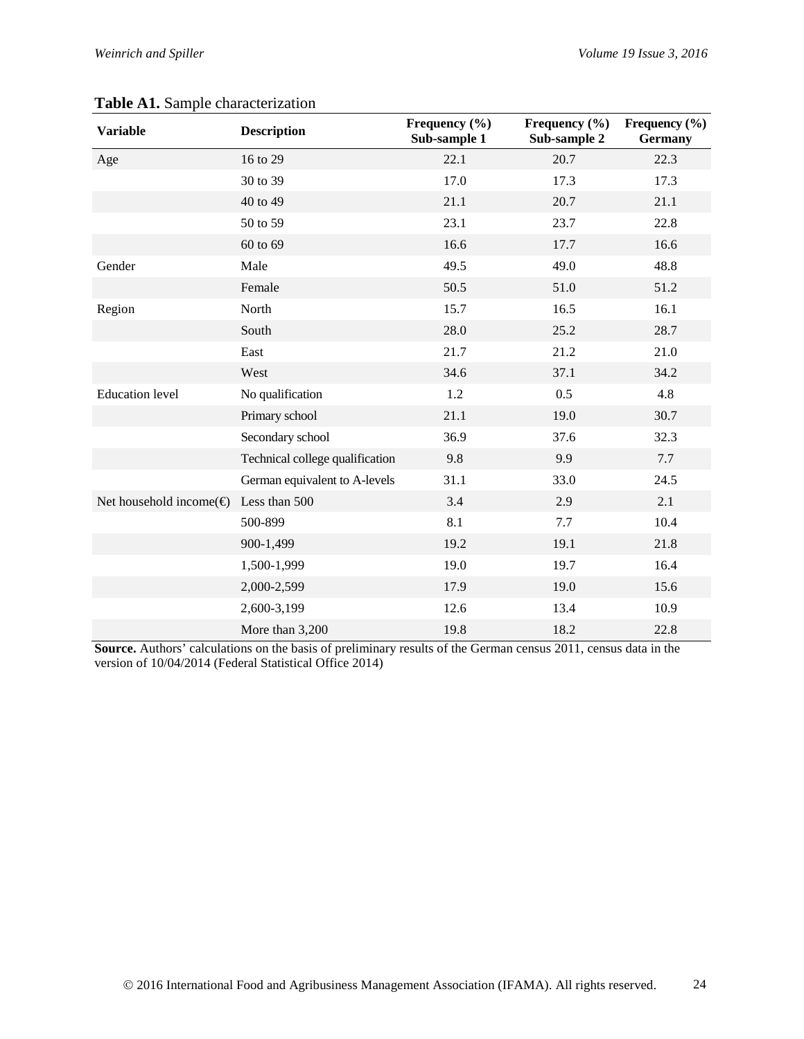**Table A1.** Sample characterization

| Variable | Description | Frequency (%) Sub-sample 1 | Frequency (%) Sub-sample 2 | Frequency (%) Germany |
|---|---|---|---|---|
| Age | 16 to 29 | 22.1 | 20.7 | 22.3 |
| | 30 to 39 | 17.0 | 17.3 | 17.3 |
| | 40 to 49 | 21.1 | 20.7 | 21.1 |
| | 50 to 59 | 23.1 | 23.7 | 22.8 |
| | 60 to 69 | 16.6 | 17.7 | 16.6 |
| Gender | Male | 49.5 | 49.0 | 48.8 |
| | Female | 50.5 | 51.0 | 51.2 |
| Region | North | 15.7 | 16.5 | 16.1 |
| | South | 28.0 | 25.2 | 28.7 |
| | East | 21.7 | 21.2 | 21.0 |
| | West | 34.6 | 37.1 | 34.2 |
| Education level | No qualification | 1.2 | 0.5 | 4.8 |
| | Primary school | 21.1 | 19.0 | 30.7 |
| | Secondary school | 36.9 | 37.6 | 32.3 |
| | Technical college qualification | 9.8 | 9.9 | 7.7 |
| | German equivalent to A-levels | 31.1 | 33.0 | 24.5 |
| Net household income(€) | Less than 500 | 3.4 | 2.9 | 2.1 |
| | 500-899 | 8.1 | 7.7 | 10.4 |
| | 900-1,499 | 19.2 | 19.1 | 21.8 |
| | 1,500-1,999 | 19.0 | 19.7 | 16.4 |
| | 2,000-2,599 | 17.9 | 19.0 | 15.6 |
| | 2,600-3,199 | 12.6 | 13.4 | 10.9 |
| | More than 3,200 | 19.8 | 18.2 | 22.8 |

**Source.** Authors' calculations on the basis of preliminary results of the German census 2011, census data in the version of 10/04/2014 (Federal Statistical Office 2014)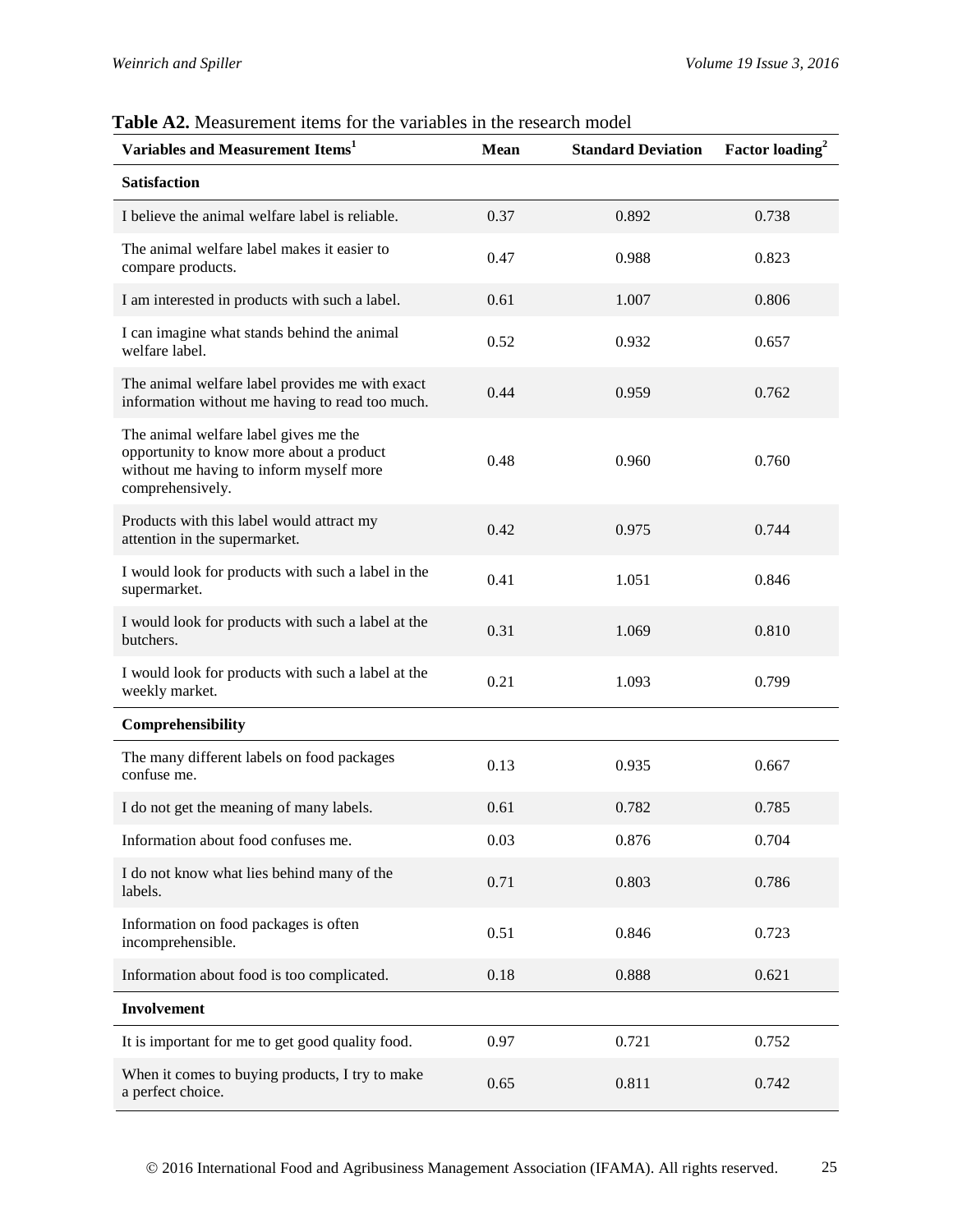**Table A2.** Measurement items for the variables in the research model

| Variables and Measurement Items[1] | Mean | Standard Deviation | Factor loading[2] |
|---|---|---|---|
| **Satisfaction** | | | |
| I believe the animal welfare label is reliable. | 0.37 | 0.892 | 0.738 |
| The animal welfare label makes it easier to compare products. | 0.47 | 0.988 | 0.823 |
| I am interested in products with such a label. | 0.61 | 1.007 | 0.806 |
| I can imagine what stands behind the animal welfare label. | 0.52 | 0.932 | 0.657 |
| The animal welfare label provides me with exact information without me having to read too much. | 0.44 | 0.959 | 0.762 |
| The animal welfare label gives me the opportunity to know more about a product without me having to inform myself more comprehensively. | 0.48 | 0.960 | 0.760 |
| Products with this label would attract my attention in the supermarket. | 0.42 | 0.975 | 0.744 |
| I would look for products with such a label in the supermarket. | 0.41 | 1.051 | 0.846 |
| I would look for products with such a label at the butchers. | 0.31 | 1.069 | 0.810 |
| I would look for products with such a label at the weekly market. | 0.21 | 1.093 | 0.799 |
| **Comprehensibility** | | | |
| The many different labels on food packages confuse me. | 0.13 | 0.935 | 0.667 |
| I do not get the meaning of many labels. | 0.61 | 0.782 | 0.785 |
| Information about food confuses me. | 0.03 | 0.876 | 0.704 |
| I do not know what lies behind many of the labels. | 0.71 | 0.803 | 0.786 |
| Information on food packages is often incomprehensible. | 0.51 | 0.846 | 0.723 |
| Information about food is too complicated. | 0.18 | 0.888 | 0.621 |
| **Involvement** | | | |
| It is important for me to get good quality food. | 0.97 | 0.721 | 0.752 |
| When it comes to buying products, I try to make a perfect choice. | 0.65 | 0.811 | 0.742 |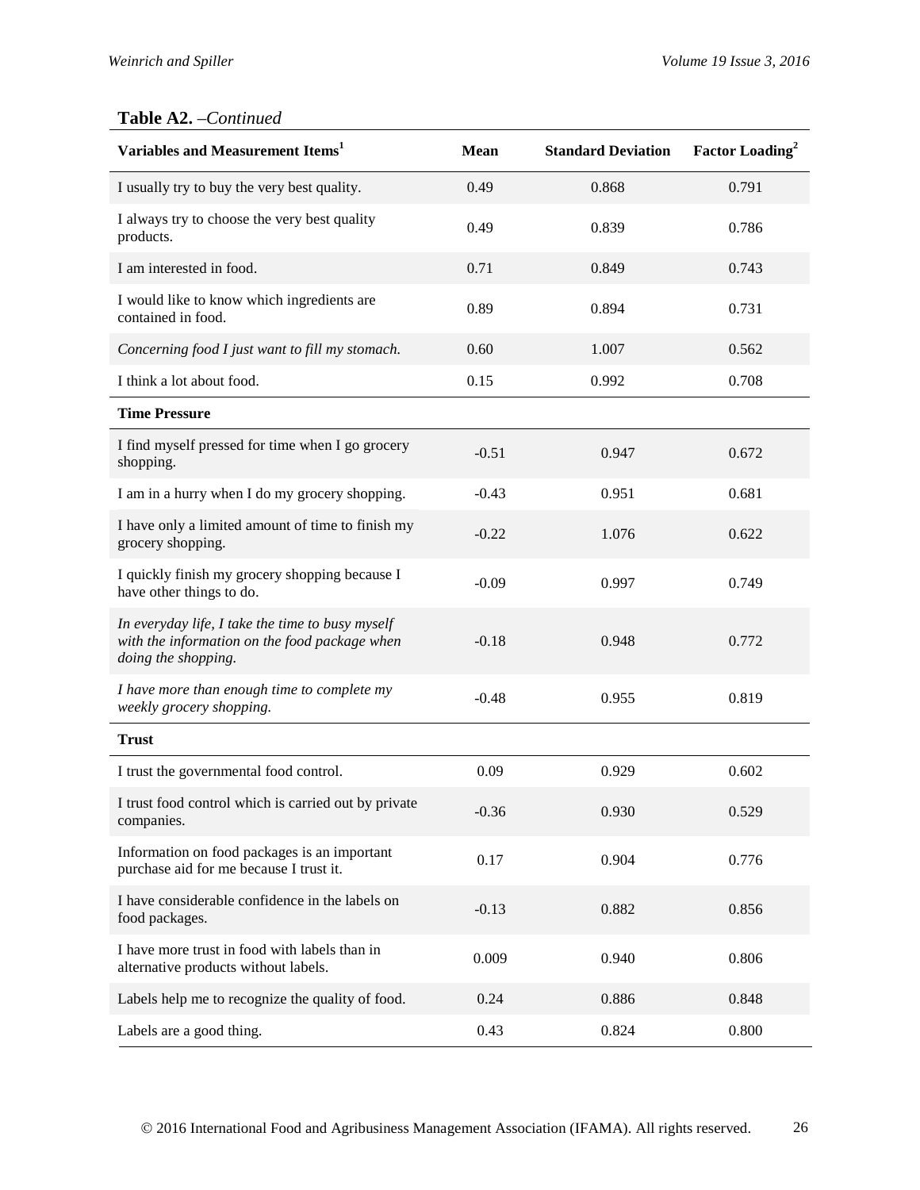**Table A2.** *–Continued*

| Variables and Measurement Items[1] | Mean | Standard Deviation | Factor Loading[2] |
|---|---|---|---|
| I usually try to buy the very best quality. | 0.49 | 0.868 | 0.791 |
| I always try to choose the very best quality products. | 0.49 | 0.839 | 0.786 |
| I am interested in food. | 0.71 | 0.849 | 0.743 |
| I would like to know which ingredients are contained in food. | 0.89 | 0.894 | 0.731 |
| *Concerning food I just want to fill my stomach.* | 0.60 | 1.007 | 0.562 |
| I think a lot about food. | 0.15 | 0.992 | 0.708 |
| **Time Pressure** | | | |
| I find myself pressed for time when I go grocery shopping. | -0.51 | 0.947 | 0.672 |
| I am in a hurry when I do my grocery shopping. | -0.43 | 0.951 | 0.681 |
| I have only a limited amount of time to finish my grocery shopping. | -0.22 | 1.076 | 0.622 |
| I quickly finish my grocery shopping because I have other things to do. | -0.09 | 0.997 | 0.749 |
| *In everyday life, I take the time to busy myself with the information on the food package when doing the shopping.* | -0.18 | 0.948 | 0.772 |
| *I have more than enough time to complete my weekly grocery shopping.* | -0.48 | 0.955 | 0.819 |
| **Trust** | | | |
| I trust the governmental food control. | 0.09 | 0.929 | 0.602 |
| I trust food control which is carried out by private companies. | -0.36 | 0.930 | 0.529 |
| Information on food packages is an important purchase aid for me because I trust it. | 0.17 | 0.904 | 0.776 |
| I have considerable confidence in the labels on food packages. | -0.13 | 0.882 | 0.856 |
| I have more trust in food with labels than in alternative products without labels. | 0.009 | 0.940 | 0.806 |
| Labels help me to recognize the quality of food. | 0.24 | 0.886 | 0.848 |
| Labels are a good thing. | 0.43 | 0.824 | 0.800 |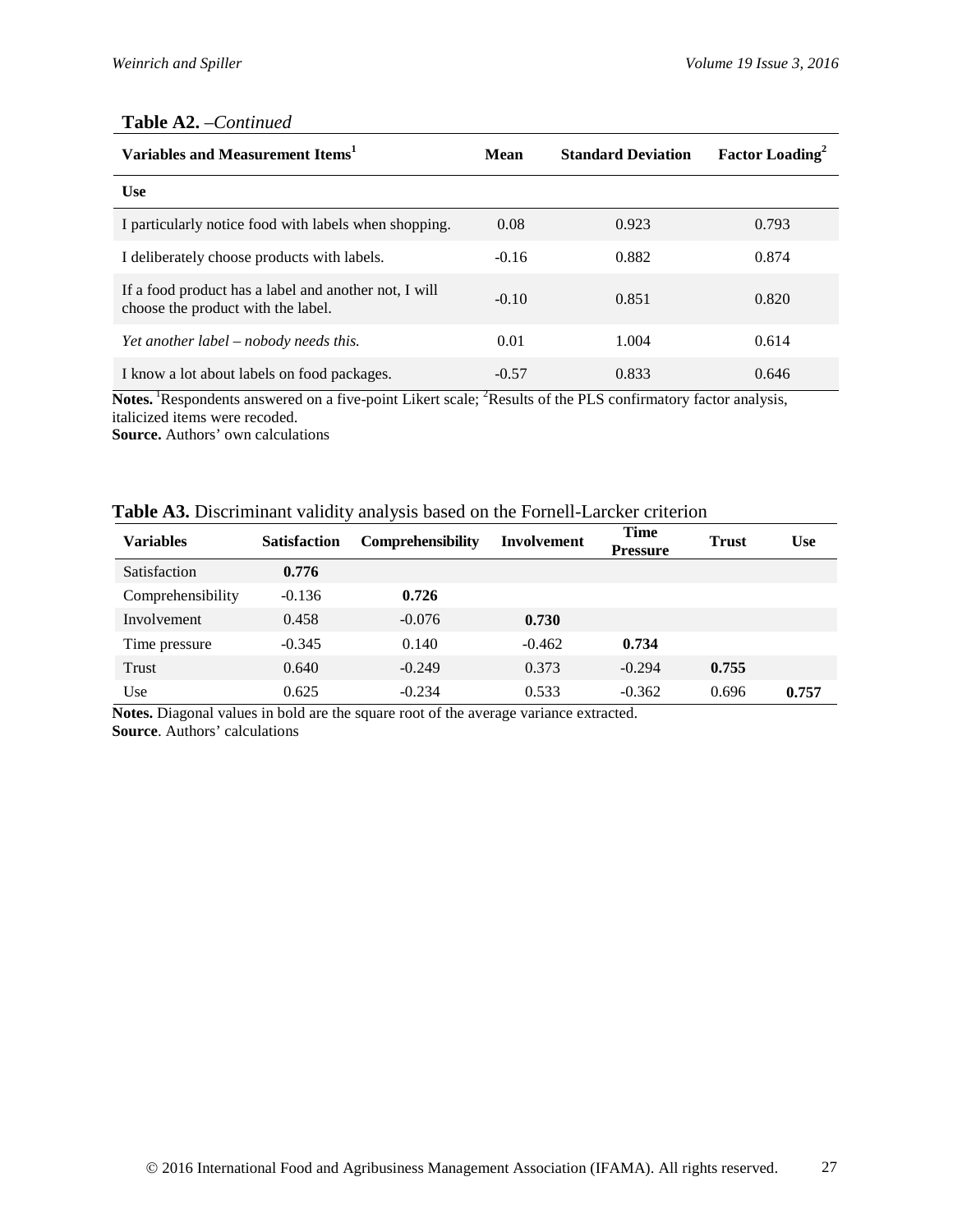**Table A2.** *–Continued*

| Variables and Measurement Items[1] | Mean | Standard Deviation | Factor Loading[2] |
|---|---|---|---|
| **Use** | | | |
| I particularly notice food with labels when shopping. | 0.08 | 0.923 | 0.793 |
| I deliberately choose products with labels. | -0.16 | 0.882 | 0.874 |
| If a food product has a label and another not, I will choose the product with the label. | -0.10 | 0.851 | 0.820 |
| *Yet another label – nobody needs this.* | 0.01 | 1.004 | 0.614 |
| I know a lot about labels on food packages. | -0.57 | 0.833 | 0.646 |

**Notes.** [1]Respondents answered on a five-point Likert scale; [2]Results of the PLS confirmatory factor analysis, italicized items were recoded.
**Source.** Authors' own calculations

**Table A3.** Discriminant validity analysis based on the Fornell-Larcker criterion

| Variables | Satisfaction | Comprehensibility | Involvement | Time Pressure | Trust | Use |
|---|---|---|---|---|---|---|
| Satisfaction | **0.776** | | | | | |
| Comprehensibility | -0.136 | **0.726** | | | | |
| Involvement | 0.458 | -0.076 | **0.730** | | | |
| Time pressure | -0.345 | 0.140 | -0.462 | **0.734** | | |
| Trust | 0.640 | -0.249 | 0.373 | -0.294 | **0.755** | |
| Use | 0.625 | -0.234 | 0.533 | -0.362 | 0.696 | **0.757** |

**Notes.** Diagonal values in bold are the square root of the average variance extracted.
**Source**. Authors' calculations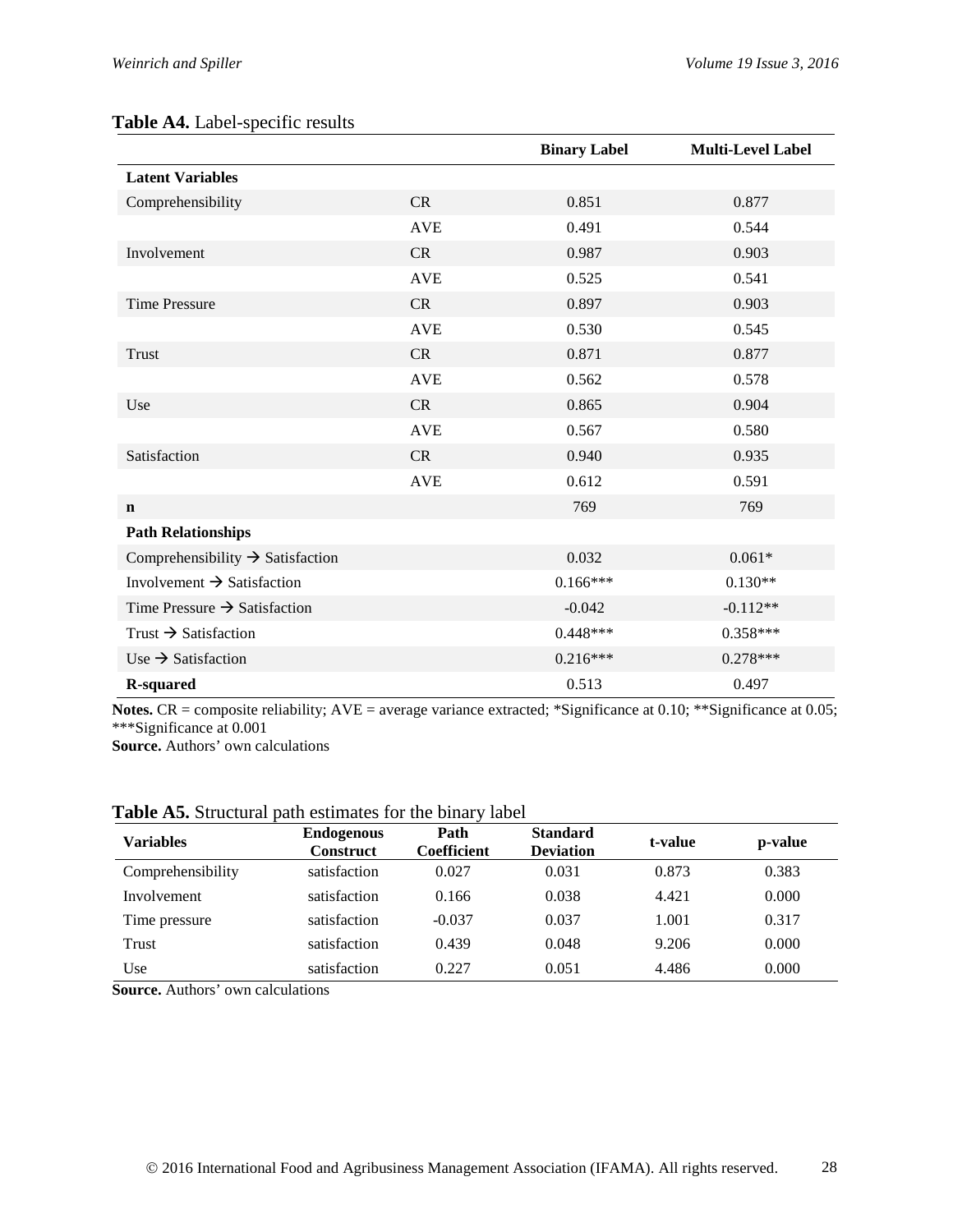**Table A4.** Label-specific results

| | | Binary Label | Multi-Level Label |
|---|---|---|---|
| **Latent Variables** | | | |
| Comprehensibility | CR | 0.851 | 0.877 |
| | AVE | 0.491 | 0.544 |
| Involvement | CR | 0.987 | 0.903 |
| | AVE | 0.525 | 0.541 |
| Time Pressure | CR | 0.897 | 0.903 |
| | AVE | 0.530 | 0.545 |
| Trust | CR | 0.871 | 0.877 |
| | AVE | 0.562 | 0.578 |
| Use | CR | 0.865 | 0.904 |
| | AVE | 0.567 | 0.580 |
| Satisfaction | CR | 0.940 | 0.935 |
| | AVE | 0.612 | 0.591 |
| **n** | | 769 | 769 |
| **Path Relationships** | | | |
| Comprehensibility → Satisfaction | | 0.032 | 0.061* |
| Involvement → Satisfaction | | 0.166*** | 0.130** |
| Time Pressure → Satisfaction | | -0.042 | -0.112** |
| Trust → Satisfaction | | 0.448*** | 0.358*** |
| Use → Satisfaction | | 0.216*** | 0.278*** |
| **R-squared** | | 0.513 | 0.497 |

**Notes.** CR = composite reliability; AVE = average variance extracted; *Significance at 0.10; **Significance at 0.05; ***Significance at 0.001
**Source.** Authors' own calculations

**Table A5.** Structural path estimates for the binary label

| Variables | Endogenous Construct | Path Coefficient | Standard Deviation | t-value | p-value |
|---|---|---|---|---|---|
| Comprehensibility | satisfaction | 0.027 | 0.031 | 0.873 | 0.383 |
| Involvement | satisfaction | 0.166 | 0.038 | 4.421 | 0.000 |
| Time pressure | satisfaction | -0.037 | 0.037 | 1.001 | 0.317 |
| Trust | satisfaction | 0.439 | 0.048 | 9.206 | 0.000 |
| Use | satisfaction | 0.227 | 0.051 | 4.486 | 0.000 |

**Source.** Authors' own calculations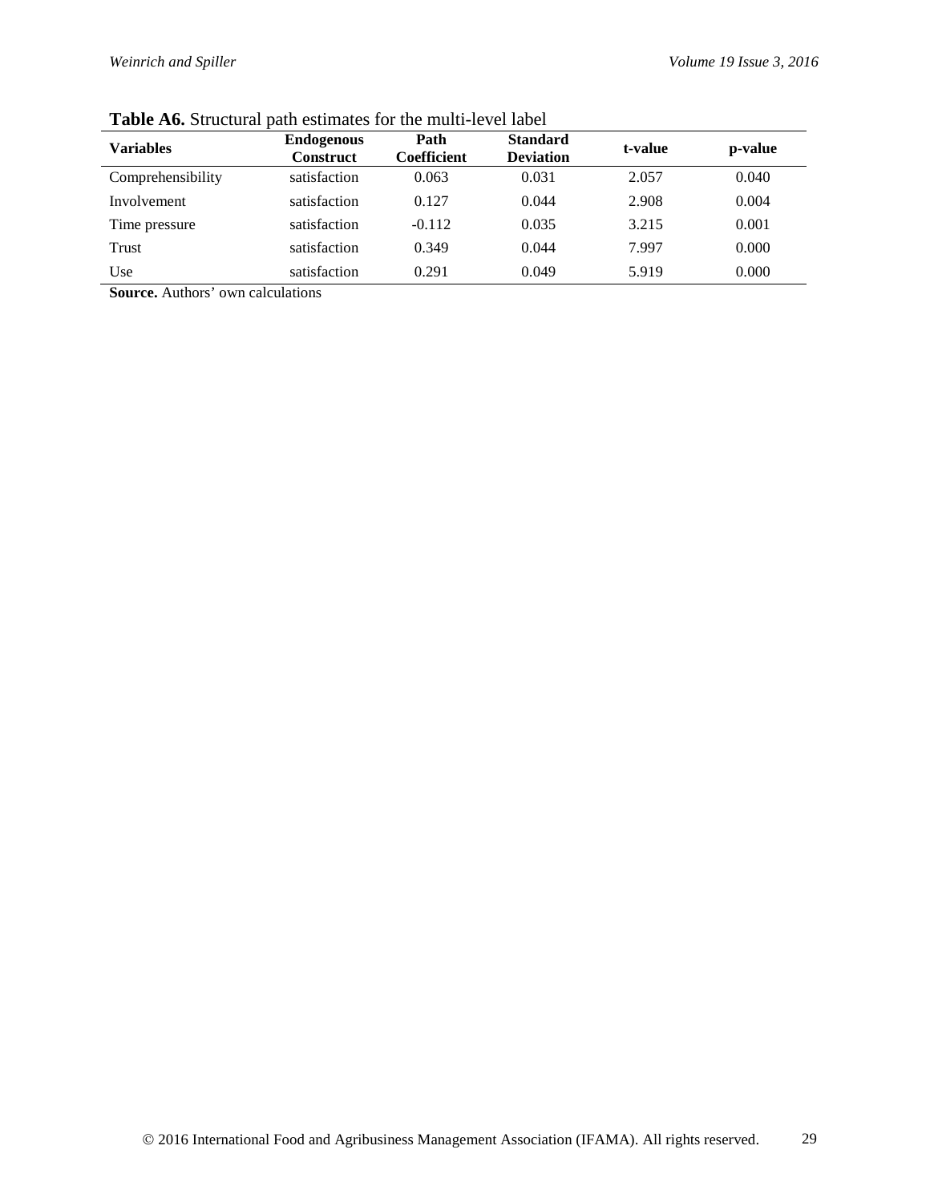**Table A6.** Structural path estimates for the multi-level label

| Variables | Endogenous Construct | Path Coefficient | Standard Deviation | t-value | p-value |
|---|---|---|---|---|---|
| Comprehensibility | satisfaction | 0.063 | 0.031 | 2.057 | 0.040 |
| Involvement | satisfaction | 0.127 | 0.044 | 2.908 | 0.004 |
| Time pressure | satisfaction | -0.112 | 0.035 | 3.215 | 0.001 |
| Trust | satisfaction | 0.349 | 0.044 | 7.997 | 0.000 |
| Use | satisfaction | 0.291 | 0.049 | 5.919 | 0.000 |

**Source.** Authors' own calculations